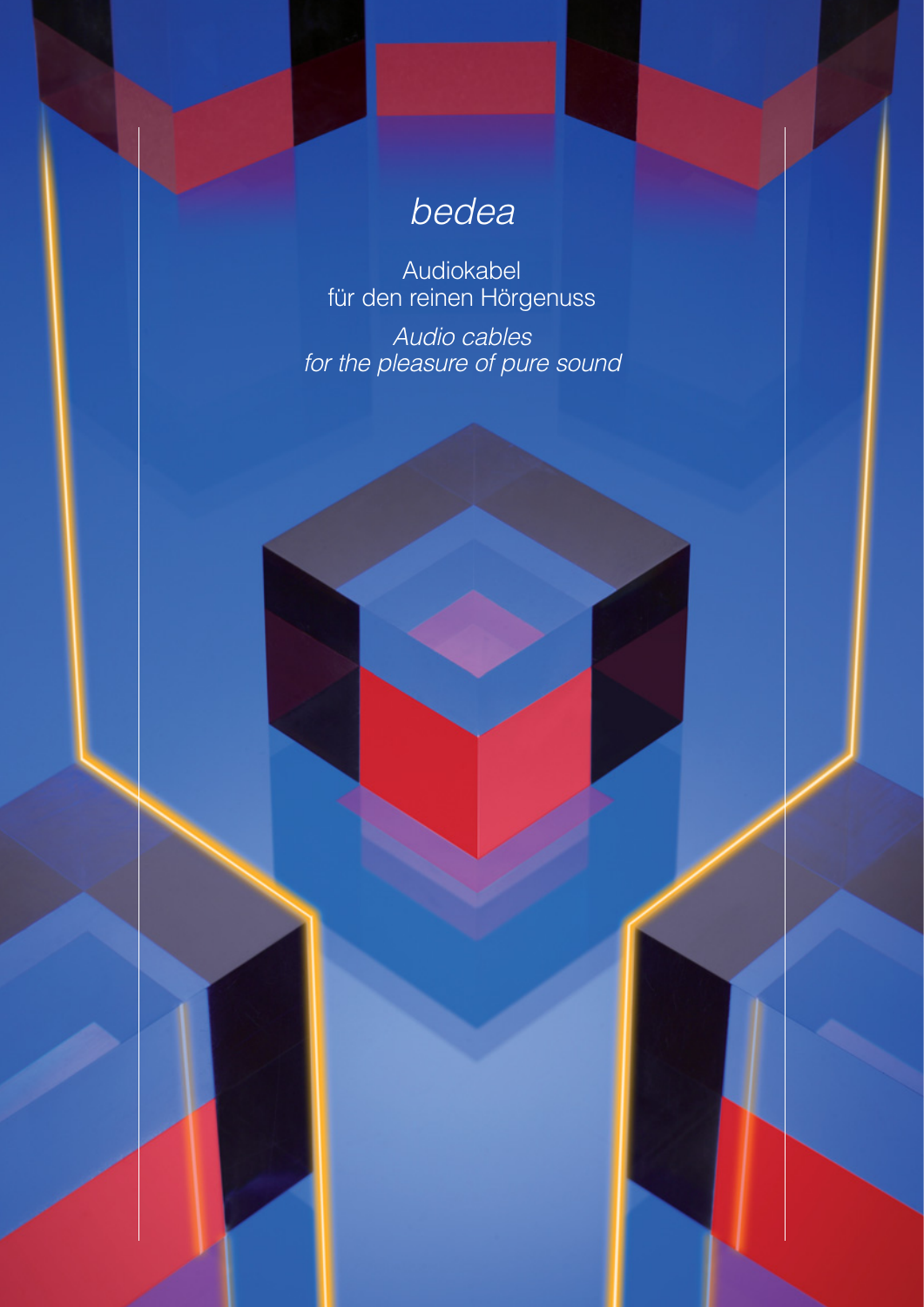# *bedea*

Audiokabel
für den reinen Hörgenuss

*Audio cables*
*for the pleasure of pure sound*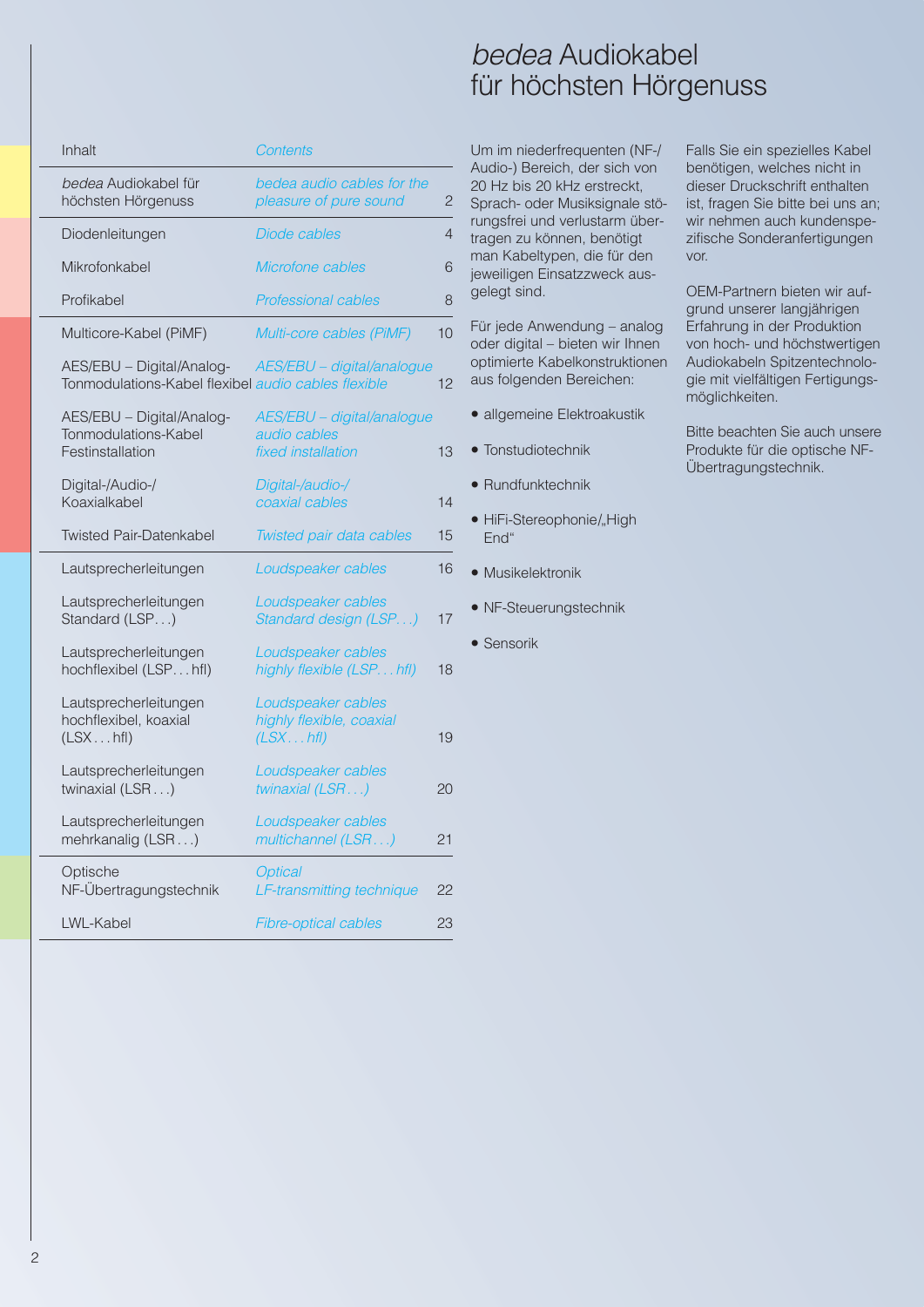# *bedea* Audiokabel für höchsten Hörgenuss

| Inhalt | *Contents* | |
|---|---|---|
| *bedea* Audiokabel für höchsten Hörgenuss | *bedea audio cables for the pleasure of pure sound* | 2 |
| Diodenleitungen | *Diode cables* | 4 |
| Mikrofonkabel | *Microfone cables* | 6 |
| Profikabel | *Professional cables* | 8 |
| Multicore-Kabel (PiMF) | *Multi-core cables (PiMF)* | 10 |
| AES/EBU – Digital/Analog-Tonmodulations-Kabel flexibel | *AES/EBU – digital/analogue audio cables flexible* | 12 |
| AES/EBU – Digital/Analog-Tonmodulations-Kabel Festinstallation | *AES/EBU – digital/analogue audio cables fixed installation* | 13 |
| Digital-/Audio-/Koaxialkabel | *Digital-/audio-/coaxial cables* | 14 |
| Twisted Pair-Datenkabel | *Twisted pair data cables* | 15 |
| Lautsprecherleitungen | *Loudspeaker cables* | 16 |
| Lautsprecherleitungen Standard (LSP…) | *Loudspeaker cables Standard design (LSP…)* | 17 |
| Lautsprecherleitungen hochflexibel (LSP…hfl) | *Loudspeaker cables highly flexible (LSP…hfl)* | 18 |
| Lautsprecherleitungen hochflexibel, koaxial (LSX…hfl) | *Loudspeaker cables highly flexible, coaxial (LSX…hfl)* | 19 |
| Lautsprecherleitungen twinaxial (LSR…) | *Loudspeaker cables twinaxial (LSR…)* | 20 |
| Lautsprecherleitungen mehrkanalig (LSR…) | *Loudspeaker cables multichannel (LSR…)* | 21 |
| Optische NF-Übertragungstechnik | *Optical LF-transmitting technique* | 22 |
| LWL-Kabel | *Fibre-optical cables* | 23 |

Um im niederfrequenten (NF-/Audio-) Bereich, der sich von 20 Hz bis 20 kHz erstreckt, Sprach- oder Musiksignale störungsfrei und verlustarm übertragen zu können, benötigt man Kabeltypen, die für den jeweiligen Einsatzzweck ausgelegt sind.

Für jede Anwendung – analog oder digital – bieten wir Ihnen optimierte Kabelkonstruktionen aus folgenden Bereichen:

- allgemeine Elektroakustik
- Tonstudiotechnik
- Rundfunktechnik
- HiFi-Stereophonie/„High End“
- Musikelektronik
- NF-Steuerungstechnik
- Sensorik

Falls Sie ein spezielles Kabel benötigen, welches nicht in dieser Druckschrift enthalten ist, fragen Sie bitte bei uns an; wir nehmen auch kundenspezifische Sonderanfertigungen vor.

OEM-Partnern bieten wir aufgrund unserer langjährigen Erfahrung in der Produktion von hoch- und höchstwertigen Audiokabeln Spitzentechnologie mit vielfältigen Fertigungsmöglichkeiten.

Bitte beachten Sie auch unsere Produkte für die optische NF-Übertragungstechnik.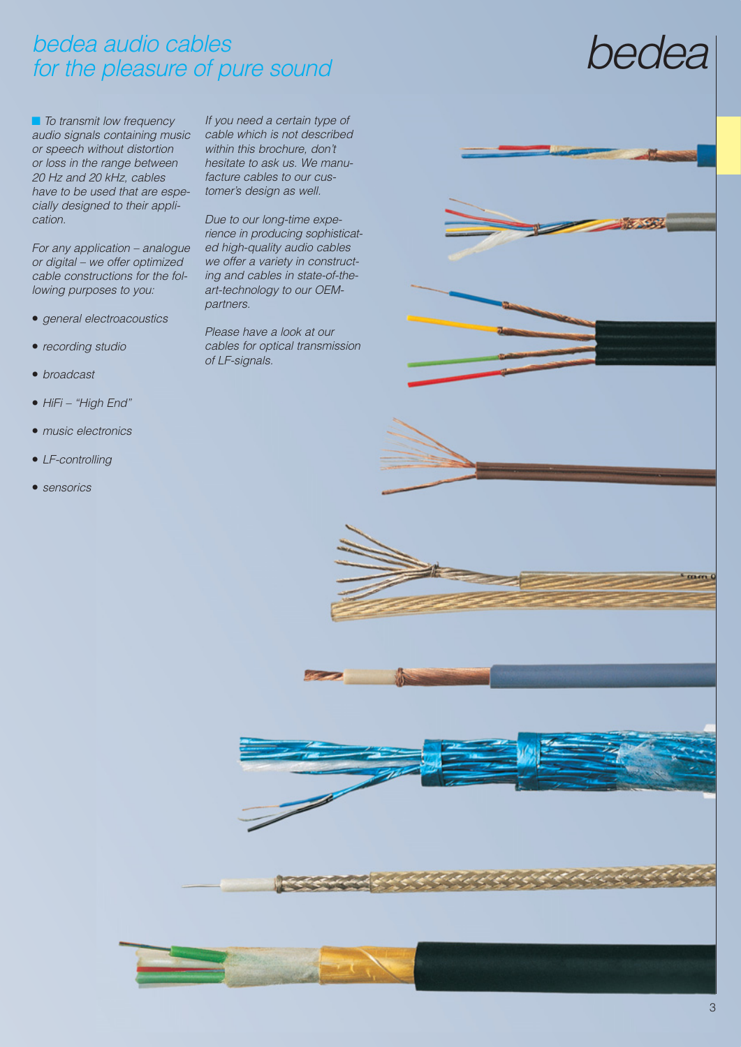# *bedea audio cables for the pleasure of pure sound*

*To transmit low frequency audio signals containing music or speech without distortion or loss in the range between 20 Hz and 20 kHz, cables have to be used that are especially designed to their application.*

*For any application – analogue or digital – we offer optimized cable constructions for the following purposes to you:*

- *general electroacoustics*
- *recording studio*
- *broadcast*
- *HiFi – "High End"*
- *music electronics*
- *LF-controlling*
- *sensorics*

*If you need a certain type of cable which is not described within this brochure, don't hesitate to ask us. We manufacture cables to our customer's design as well.*

*Due to our long-time experience in producing sophisticated high-quality audio cables we offer a variety in constructing and cables in state-of-the-art-technology to our OEM-partners.*

*Please have a look at our cables for optical transmission of LF-signals.*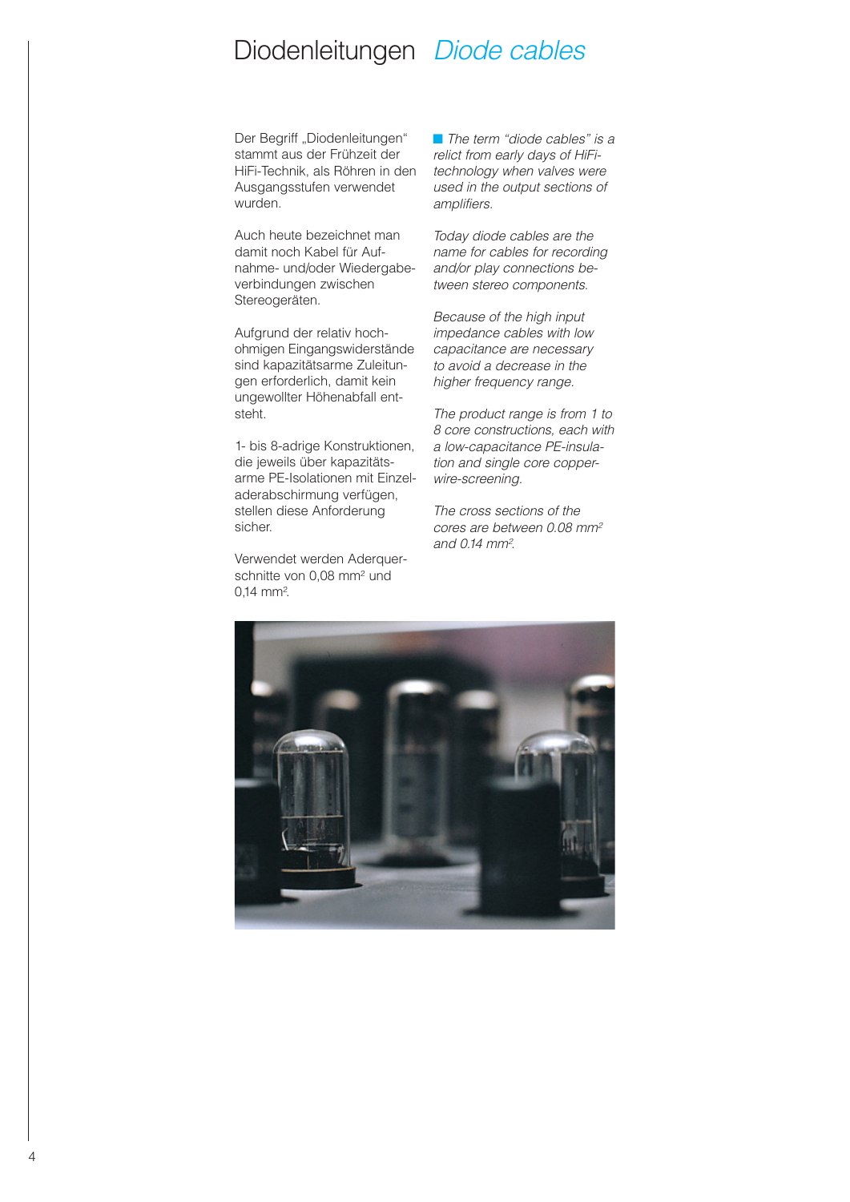# Diodenleitungen *Diode cables*

Der Begriff „Diodenleitungen" stammt aus der Frühzeit der HiFi-Technik, als Röhren in den Ausgangsstufen verwendet wurden.

Auch heute bezeichnet man damit noch Kabel für Aufnahme- und/oder Wiedergabeverbindungen zwischen Stereogeräten.

Aufgrund der relativ hochohmigen Eingangswiderstände sind kapazitätsarme Zuleitungen erforderlich, damit kein ungewollter Höhenabfall entsteht.

1- bis 8-adrige Konstruktionen, die jeweils über kapazitätsarme PE-Isolationen mit Einzeladerabschirmung verfügen, stellen diese Anforderung sicher.

Verwendet werden Aderquerschnitte von 0,08 mm² und 0,14 mm².

*The term "diode cables" is a relict from early days of HiFi-technology when valves were used in the output sections of amplifiers.*

*Today diode cables are the name for cables for recording and/or play connections between stereo components.*

*Because of the high input impedance cables with low capacitance are necessary to avoid a decrease in the higher frequency range.*

*The product range is from 1 to 8 core constructions, each with a low-capacitance PE-insulation and single core copper-wire-screening.*

*The cross sections of the cores are between 0.08 mm² and 0.14 mm².*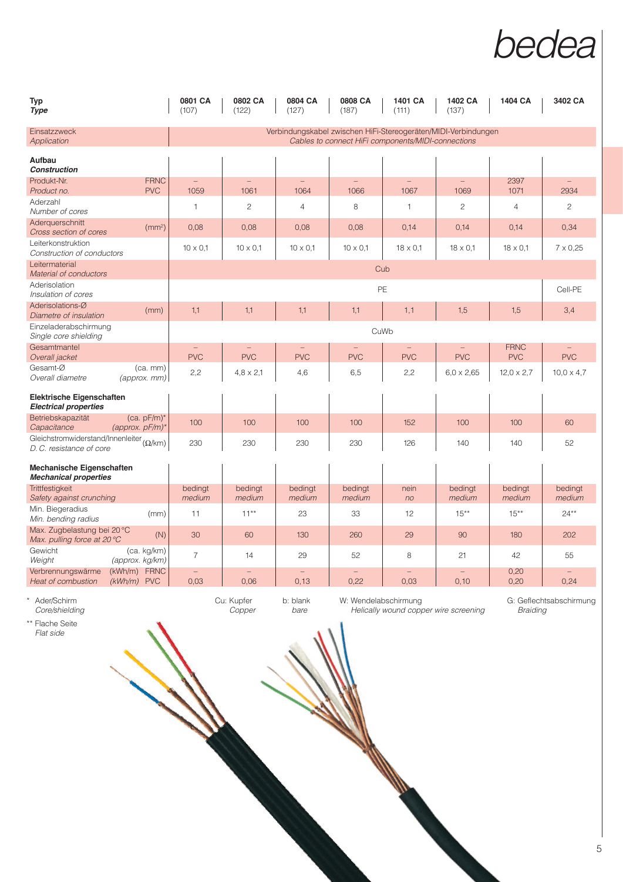| Typ<br>*Type* | 0801 CA<br>(107) | 0802 CA<br>(122) | 0804 CA<br>(127) | 0808 CA<br>(187) | 1401 CA<br>(111) | 1402 CA<br>(137) | 1404 CA | 3402 CA |
|---|---|---|---|---|---|---|---|---|
| Einsatzzweck<br>*Application* | Verbindungskabel zwischen HiFi-Stereogeräten/MIDI-Verbindungen<br>*Cables to connect HiFi components/MIDI-connections* | | | | | | | |
| **Aufbau**<br>***Construction*** | | | | | | | | |
| Produkt-Nr. FRNC<br>*Product no.* PVC | –<br>1059 | –<br>1061 | –<br>1064 | –<br>1066 | –<br>1067 | –<br>1069 | 2397<br>1071 | –<br>2934 |
| Aderzahl<br>*Number of cores* | 1 | 2 | 4 | 8 | 1 | 2 | 4 | 2 |
| Aderquerschnitt (mm²)<br>*Cross section of cores* | 0,08 | 0,08 | 0,08 | 0,08 | 0,14 | 0,14 | 0,14 | 0,34 |
| Leiterkonstruktion<br>*Construction of conductors* | 10 x 0,1 | 10 x 0,1 | 10 x 0,1 | 10 x 0,1 | 18 x 0,1 | 18 x 0,1 | 18 x 0,1 | 7 x 0,25 |
| Leitermaterial<br>*Material of conductors* | Cub | | | | | | | |
| Aderisolation<br>*Insulation of cores* | PE | | | | | | | Cell-PE |
| Aderisolations-Ø (mm)<br>*Diametre of insulation* | 1,1 | 1,1 | 1,1 | 1,1 | 1,1 | 1,5 | 1,5 | 3,4 |
| Einzeladerabschirmung<br>*Single core shielding* | CuWb | | | | | | | |
| Gesamtmantel<br>*Overall jacket* | –<br>PVC | –<br>PVC | –<br>PVC | –<br>PVC | –<br>PVC | –<br>PVC | FRNC<br>PVC | –<br>PVC |
| Gesamt-Ø (ca. mm)<br>*Overall diametre (approx. mm)* | 2,2 | 4,8 x 2,1 | 4,6 | 6,5 | 2,2 | 6,0 x 2,65 | 12,0 x 2,7 | 10,0 x 4,7 |
| **Elektrische Eigenschaften**<br>***Electrical properties*** | | | | | | | | |
| Betriebskapazität (ca. pF/m)*<br>*Capacitance (approx. pF/m)** | 100 | 100 | 100 | 100 | 152 | 100 | 100 | 60 |
| Gleichstromwiderstand/Innenleiter (Ω/km)<br>*D. C. resistance of core* | 230 | 230 | 230 | 230 | 126 | 140 | 140 | 52 |
| **Mechanische Eigenschaften**<br>***Mechanical properties*** | | | | | | | | |
| Trittfestigkeit<br>*Safety against crunching* | bedingt<br>*medium* | bedingt<br>*medium* | bedingt<br>*medium* | bedingt<br>*medium* | nein<br>*no* | bedingt<br>*medium* | bedingt<br>*medium* | bedingt<br>*medium* |
| Min. Biegeradius (mm)<br>*Min. bending radius* | 11 | 11** | 23 | 33 | 12 | 15** | 15** | 24** |
| Max. Zugbelastung bei 20 °C (N)<br>*Max. pulling force at 20 °C* | 30 | 60 | 130 | 260 | 29 | 90 | 180 | 202 |
| Gewicht (ca. kg/km)<br>*Weight (approx. kg/km)* | 7 | 14 | 29 | 52 | 8 | 21 | 42 | 55 |
| Verbrennungswärme (kWh/m) FRNC<br>*Heat of combustion (kWh/m)* PVC | –<br>0,03 | –<br>0,06 | –<br>0,13 | –<br>0,22 | –<br>0,03 | –<br>0,10 | 0,20<br>0,20 | –<br>0,24 |

\* Ader/Schirm
*Core/shielding*

\*\* Flache Seite
*Flat side*

Cu: Kupfer *Copper*
b: blank *bare*
W: Wendelabschirmung *Helically wound copper wire screening*
G: Geflechtsabschirmung *Braiding*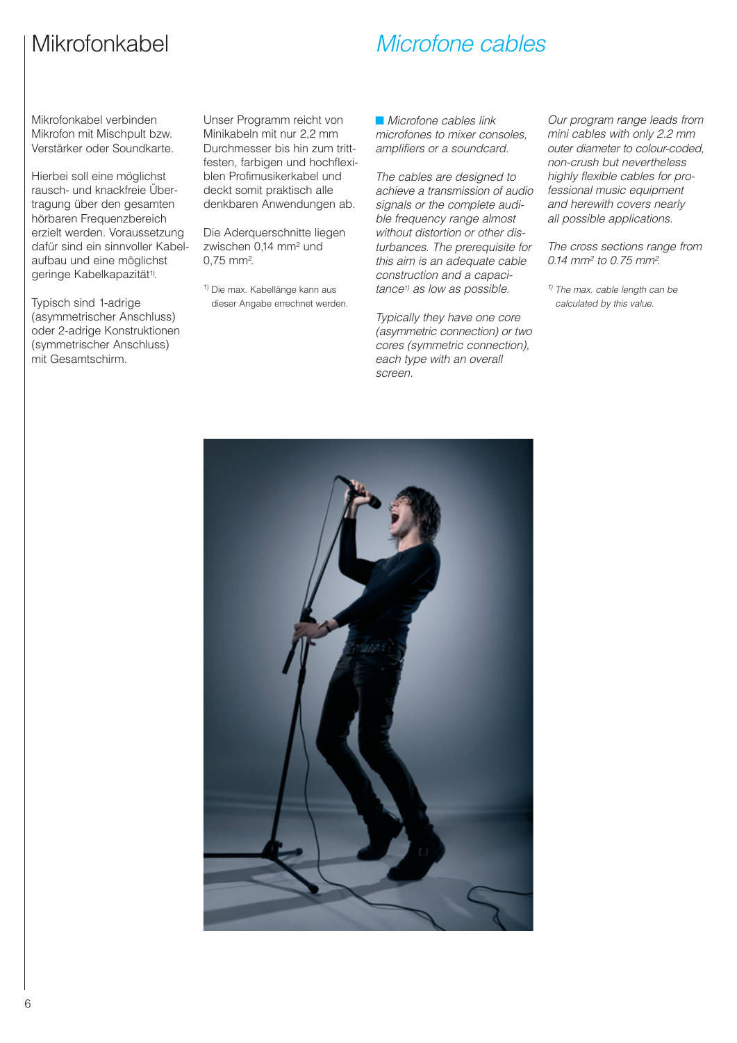# Mikrofonkabel

Mikrofonkabel verbinden Mikrofon mit Mischpult bzw. Verstärker oder Soundkarte.

Hierbei soll eine möglichst rausch- und knackfreie Übertragung über den gesamten hörbaren Frequenzbereich erzielt werden. Voraussetzung dafür sind ein sinnvoller Kabelaufbau und eine möglichst geringe Kabelkapazität[1].

Typisch sind 1-adrige (asymmetrischer Anschluss) oder 2-adrige Konstruktionen (symmetrischer Anschluss) mit Gesamtschirm.

Unser Programm reicht von Minikabeln mit nur 2,2 mm Durchmesser bis hin zum trittfesten, farbigen und hochflexiblen Profimusikerkabel und deckt somit praktisch alle denkbaren Anwendungen ab.

Die Aderquerschnitte liegen zwischen 0,14 mm² und 0,75 mm².

[1] Die max. Kabellänge kann aus dieser Angabe errechnet werden.

# *Microfone cables*

*Microfone cables link microfones to mixer consoles, amplifiers or a soundcard.*

*The cables are designed to achieve a transmission of audio signals or the complete audible frequency range almost without distortion or other disturbances. The prerequisite for this aim is an adequate cable construction and a capacitance[1] as low as possible.*

*Typically they have one core (asymmetric connection) or two cores (symmetric connection), each type with an overall screen.*

*Our program range leads from mini cables with only 2.2 mm outer diameter to colour-coded, non-crush but nevertheless highly flexible cables for professional music equipment and herewith covers nearly all possible applications.*

*The cross sections range from 0.14 mm² to 0.75 mm².*

*[1] The max. cable length can be calculated by this value.*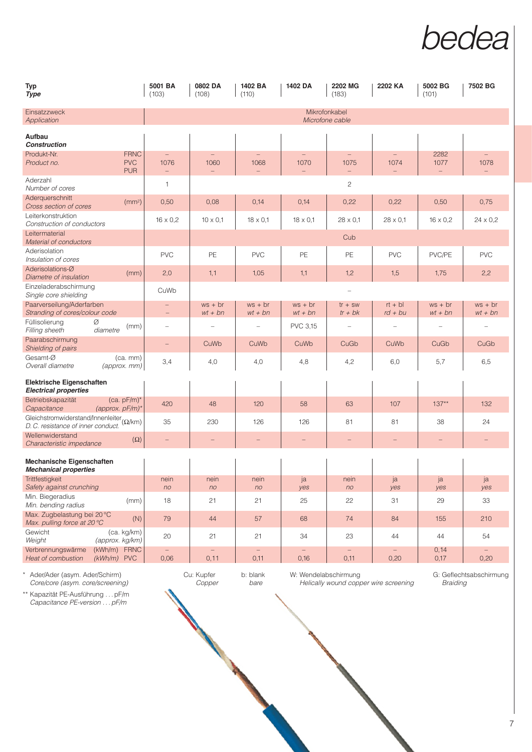| Typ / *Type* | 5001 BA (103) | 0802 DA (108) | 1402 BA (110) | 1402 DA | 2202 MG (183) | 2202 KA | 5002 BG (101) | 7502 BG |
|---|---|---|---|---|---|---|---|---|
| Einsatzzweck / *Application* | Mikrofonkabel / *Microfone cable* | | | | | | | |
| **Aufbau** / ***Construction*** | | | | | | | | |
| Produkt-Nr. / *Product no.* FRNC | – | – | – | – | – | – | 2282 | – |
| PVC | 1076 | 1060 | 1068 | 1070 | 1075 | 1074 | 1077 | 1078 |
| PUR | – | – | – | – | – | – | – | – |
| Aderzahl / *Number of cores* | 1 | 2 | | | | | | |
| Aderquerschnitt / *Cross section of cores* (mm²) | 0,50 | 0,08 | 0,14 | 0,14 | 0,22 | 0,22 | 0,50 | 0,75 |
| Leiterkonstruktion / *Construction of conductors* | 16 x 0,2 | 10 x 0,1 | 18 x 0,1 | 18 x 0,1 | 28 x 0,1 | 28 x 0,1 | 16 x 0,2 | 24 x 0,2 |
| Leitermaterial / *Material of conductors* | Cub | | | | | | | |
| Aderisolation / *Insulation of cores* | PVC | PE | PVC | PE | PE | PVC | PVC/PE | PVC |
| Aderisolations-Ø / *Diametre of insulation* (mm) | 2,0 | 1,1 | 1,05 | 1,1 | 1,2 | 1,5 | 1,75 | 2,2 |
| Einzeladerabschirmung / *Single core shielding* | CuWb | – | | | | | | |
| Paarverseilung/Aderfarben / *Stranding of cores/colour code* | – / – | ws + br / *wt + bn* | ws + br / *wt + bn* | ws + br / *wt + bn* | tr + sw / *tr + bk* | rt + bl / *rd + bu* | ws + br / *wt + bn* | ws + br / *wt + bn* |
| Füllisolierung / *Filling sheeth* Ø / *diametre* (mm) | – | – | – | PVC 3,15 | – | – | – | – |
| Paarabschirmung / *Shielding of pairs* | – | CuWb | CuWb | CuWb | CuGb | CuWb | CuGb | CuGb |
| Gesamt-Ø / *Overall diametre* (ca. mm) / *(approx. mm)* | 3,4 | 4,0 | 4,0 | 4,8 | 4,2 | 6,0 | 5,7 | 6,5 |
| **Elektrische Eigenschaften** / ***Electrical properties*** | | | | | | | | |
| Betriebskapazität / *Capacitance* (ca. pF/m)* / *(approx. pF/m)** | 420 | 48 | 120 | 58 | 63 | 107 | 137** | 132 |
| Gleichstromwiderstand/Innenleiter / *D. C. resistance of inner conduct.* (Ω/km) | 35 | 230 | 126 | 126 | 81 | 81 | 38 | 24 |
| Wellenwiderstand / *Characteristic impedance* (Ω) | – | – | – | – | – | – | – | – |
| **Mechanische Eigenschaften** / ***Mechanical properties*** | | | | | | | | |
| Trittfestigkeit / *Safety against crunching* | nein / *no* | nein / *no* | nein / *no* | ja / *yes* | nein / *no* | ja / *yes* | ja / *yes* | ja / *yes* |
| Min. Biegeradius / *Min. bending radius* (mm) | 18 | 21 | 21 | 25 | 22 | 31 | 29 | 33 |
| Max. Zugbelastung bei 20 °C / *Max. pulling force at 20 °C* (N) | 79 | 44 | 57 | 68 | 74 | 84 | 155 | 210 |
| Gewicht / *Weight* (ca. kg/km) / *(approx. kg/km)* | 20 | 21 | 21 | 34 | 23 | 44 | 44 | 54 |
| Verbrennungswärme / *Heat of combustion* (kWh/m) FRNC | – | – | – | – | – | – | 0,14 | – |
| (kWh/m) PVC | 0,06 | 0,11 | 0,11 | 0,16 | 0,11 | 0,20 | 0,17 | 0,20 |

\* Ader/Ader (asym. Ader/Schirm)
*Core/core (asym. core/screening)*

\** Kapazität PE-Ausführung . . . pF/m
*Capacitance PE-version . . . pF/m*

Cu: Kupfer / *Copper* b: blank / *bare* W: Wendelabschirmung / *Helically wound copper wire screening* G: Geflechtsabschirmung / *Braiding*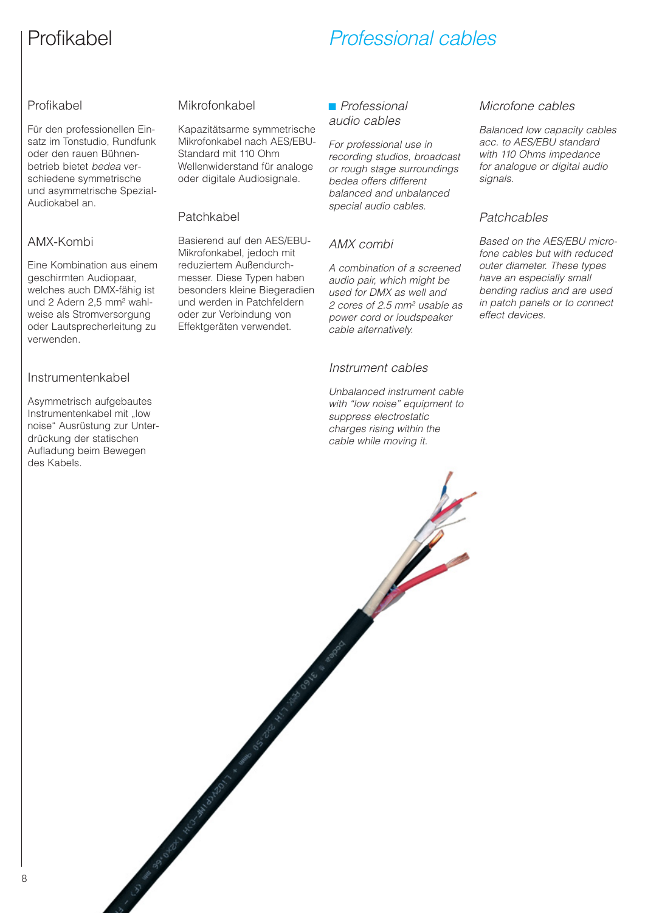# Profikabel

## Profikabel

Für den professionellen Einsatz im Tonstudio, Rundfunk oder den rauen Bühnenbetrieb bietet *bedea* verschiedene symmetrische und asymmetrische Spezial-Audiokabel an.

## AMX-Kombi

Eine Kombination aus einem geschirmten Audiopaar, welches auch DMX-fähig ist und 2 Adern 2,5 mm² wahlweise als Stromversorgung oder Lautsprecherleitung zu verwenden.

## Instrumentenkabel

Asymmetrisch aufgebautes Instrumentenkabel mit „low noise" Ausrüstung zur Unterdrückung der statischen Aufladung beim Bewegen des Kabels.

## Mikrofonkabel

Kapazitätsarme symmetrische Mikrofonkabel nach AES/EBU-Standard mit 110 Ohm Wellenwiderstand für analoge oder digitale Audiosignale.

## Patchkabel

Basierend auf den AES/EBU-Mikrofonkabel, jedoch mit reduziertem Außendurchmesser. Diese Typen haben besonders kleine Biegeradien und werden in Patchfeldern oder zur Verbindung von Effektgeräten verwendet.

# *Professional cables*

## *Professional audio cables*

*For professional use in recording studios, broadcast or rough stage surroundings bedea offers different balanced and unbalanced special audio cables.*

## *AMX combi*

*A combination of a screened audio pair, which might be used for DMX as well and 2 cores of 2.5 mm² usable as power cord or loudspeaker cable alternatively.*

## *Instrument cables*

*Unbalanced instrument cable with "low noise" equipment to suppress electrostatic charges rising within the cable while moving it.*

## *Microfone cables*

*Balanced low capacity cables acc. to AES/EBU standard with 110 Ohms impedance for analogue or digital audio signals.*

## *Patchcables*

*Based on the AES/EBU microfone cables but with reduced outer diameter. These types have an especially small bending radius and are used in patch panels or to connect effect devices.*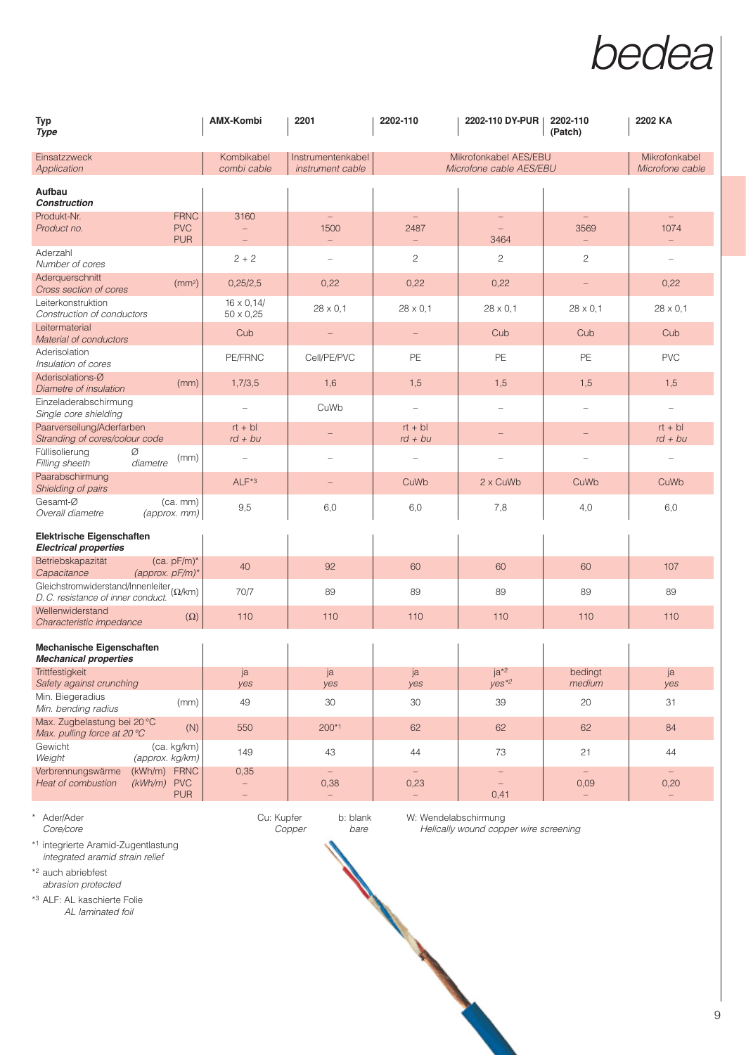# bedea

| Typ *Type* | | AMX-Kombi | 2201 | 2202-110 | 2202-110 DY-PUR | 2202-110 (Patch) | 2202 KA |
|---|---|---|---|---|---|---|---|
| Einsatzzweck *Application* | | Kombikabel *combi cable* | Instrumentenkabel *instrument cable* | Mikrofonkabel AES/EBU *Microfone cable AES/EBU* | | | Mikrofonkabel *Microfone cable* |
| **Aufbau** ***Construction*** | | | | | | | |
| Produkt-Nr. *Product no.* | FRNC | 3160 | – | – | – | – | – |
| | PVC | – | 1500 | 2487 | – | 3569 | 1074 |
| | PUR | – | – | – | 3464 | – | – |
| Aderzahl *Number of cores* | | 2 + 2 | – | 2 | 2 | 2 | – |
| Aderquerschnitt *Cross section of cores* | (mm²) | 0,25/2,5 | 0,22 | 0,22 | 0,22 | – | 0,22 |
| Leiterkonstruktion *Construction of conductors* | | 16 x 0,14/ 50 x 0,25 | 28 x 0,1 | 28 x 0,1 | 28 x 0,1 | 28 x 0,1 | 28 x 0,1 |
| Leitermaterial *Material of conductors* | | Cub | – | – | Cub | Cub | Cub |
| Aderisolation *Insulation of cores* | | PE/FRNC | Cell/PE/PVC | PE | PE | PE | PVC |
| Aderisolations-Ø *Diametre of insulation* | (mm) | 1,7/3,5 | 1,6 | 1,5 | 1,5 | 1,5 | 1,5 |
| Einzeladerabschirmung *Single core shielding* | | – | CuWb | – | – | – | – |
| Paarverseilung/Aderfarben *Stranding of cores/colour code* | | rt + bl *rd + bu* | – | rt + bl *rd + bu* | – | – | rt + bl *rd + bu* |
| Füllisolierung Ø *Filling sheeth diametre* | (mm) | – | – | – | – | – | – |
| Paarabschirmung *Shielding of pairs* | | ALF*3 | – | CuWb | 2 x CuWb | CuWb | CuWb |
| Gesamt-Ø *Overall diametre* | (ca. mm) *(approx. mm)* | 9,5 | 6,0 | 6,0 | 7,8 | 4,0 | 6,0 |
| **Elektrische Eigenschaften** ***Electrical properties*** | | | | | | | |
| Betriebskapazität *Capacitance* | (ca. pF/m)* *(approx. pF/m)** | 40 | 92 | 60 | 60 | 60 | 107 |
| Gleichstromwiderstand/Innenleiter *D. C. resistance of inner conduct.* | (Ω/km) | 70/7 | 89 | 89 | 89 | 89 | 89 |
| Wellenwiderstand *Characteristic impedance* | (Ω) | 110 | 110 | 110 | 110 | 110 | 110 |
| **Mechanische Eigenschaften** ***Mechanical properties*** | | | | | | | |
| Trittfestigkeit *Safety against crunching* | | ja *yes* | ja *yes* | ja *yes* | ja*2 *yes*2* | bedingt *medium* | ja *yes* |
| Min. Biegeradius *Min. bending radius* | (mm) | 49 | 30 | 30 | 39 | 20 | 31 |
| Max. Zugbelastung bei 20 °C *Max. pulling force at 20 °C* | (N) | 550 | 200*1 | 62 | 62 | 62 | 84 |
| Gewicht *Weight* | (ca. kg/km) *(approx. kg/km)* | 149 | 43 | 44 | 73 | 21 | 44 |
| Verbrennungswärme *Heat of combustion* | (kWh/m) FRNC | 0,35 | – | – | – | – | – |
| | (kWh/m) PVC | – | 0,38 | 0,23 | – | 0,09 | 0,20 |
| | PUR | – | – | – | 0,41 | – | – |

\* Ader/Ader
*Core/core*

Cu: Kupfer *Copper* b: blank *bare* W: Wendelabschirmung *Helically wound copper wire screening*

*1 integrierte Aramid-Zugentlastung
*integrated aramid strain relief*

*2 auch abriebfest
*abrasion protected*

*3 ALF: AL kaschierte Folie
*AL laminated foil*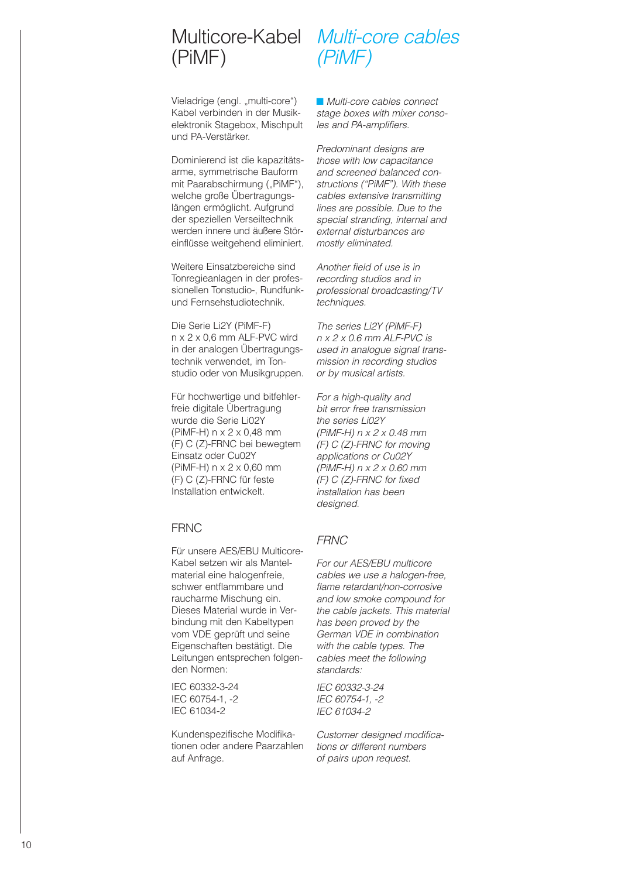# Multicore-Kabel (PiMF)

Vieladrige (engl. „multi-core") Kabel verbinden in der Musikelektronik Stagebox, Mischpult und PA-Verstärker.

Dominierend ist die kapazitätsarme, symmetrische Bauform mit Paarabschirmung („PiMF"), welche große Übertragungslängen ermöglicht. Aufgrund der speziellen Verseiltechnik werden innere und äußere Störeinflüsse weitgehend eliminiert.

Weitere Einsatzbereiche sind Tonregieanlagen in der professionellen Tonstudio-, Rundfunk- und Fernsehstudiotechnik.

Die Serie Li2Y (PiMF-F) n x 2 x 0,6 mm ALF-PVC wird in der analogen Übertragungstechnik verwendet, im Tonstudio oder von Musikgruppen.

Für hochwertige und bitfehlerfreie digitale Übertragung wurde die Serie Li02Y (PiMF-H) n x 2 x 0,48 mm (F) C (Z)-FRNC bei bewegtem Einsatz oder Cu02Y (PiMF-H) n x 2 x 0,60 mm (F) C (Z)-FRNC für feste Installation entwickelt.

## FRNC

Für unsere AES/EBU Multicore-Kabel setzen wir als Mantelmaterial eine halogenfreie, schwer entflammbare und raucharme Mischung ein. Dieses Material wurde in Verbindung mit den Kabeltypen vom VDE geprüft und seine Eigenschaften bestätigt. Die Leitungen entsprechen folgenden Normen:

IEC 60332-3-24
IEC 60754-1, -2
IEC 61034-2

Kundenspezifische Modifikationen oder andere Paarzahlen auf Anfrage.

# *Multi-core cables (PiMF)*

*Multi-core cables connect stage boxes with mixer consoles and PA-amplifiers.*

*Predominant designs are those with low capacitance and screened balanced constructions ("PiMF"). With these cables extensive transmitting lines are possible. Due to the special stranding, internal and external disturbances are mostly eliminated.*

*Another field of use is in recording studios and in professional broadcasting/TV techniques.*

*The series Li2Y (PiMF-F) n x 2 x 0.6 mm ALF-PVC is used in analogue signal transmission in recording studios or by musical artists.*

*For a high-quality and bit error free transmission the series Li02Y (PiMF-H) n x 2 x 0.48 mm (F) C (Z)-FRNC for moving applications or Cu02Y (PiMF-H) n x 2 x 0.60 mm (F) C (Z)-FRNC for fixed installation has been designed.*

## *FRNC*

*For our AES/EBU multicore cables we use a halogen-free, flame retardant/non-corrosive and low smoke compound for the cable jackets. This material has been proved by the German VDE in combination with the cable types. The cables meet the following standards:*

*IEC 60332-3-24*
*IEC 60754-1, -2*
*IEC 61034-2*

*Customer designed modifications or different numbers of pairs upon request.*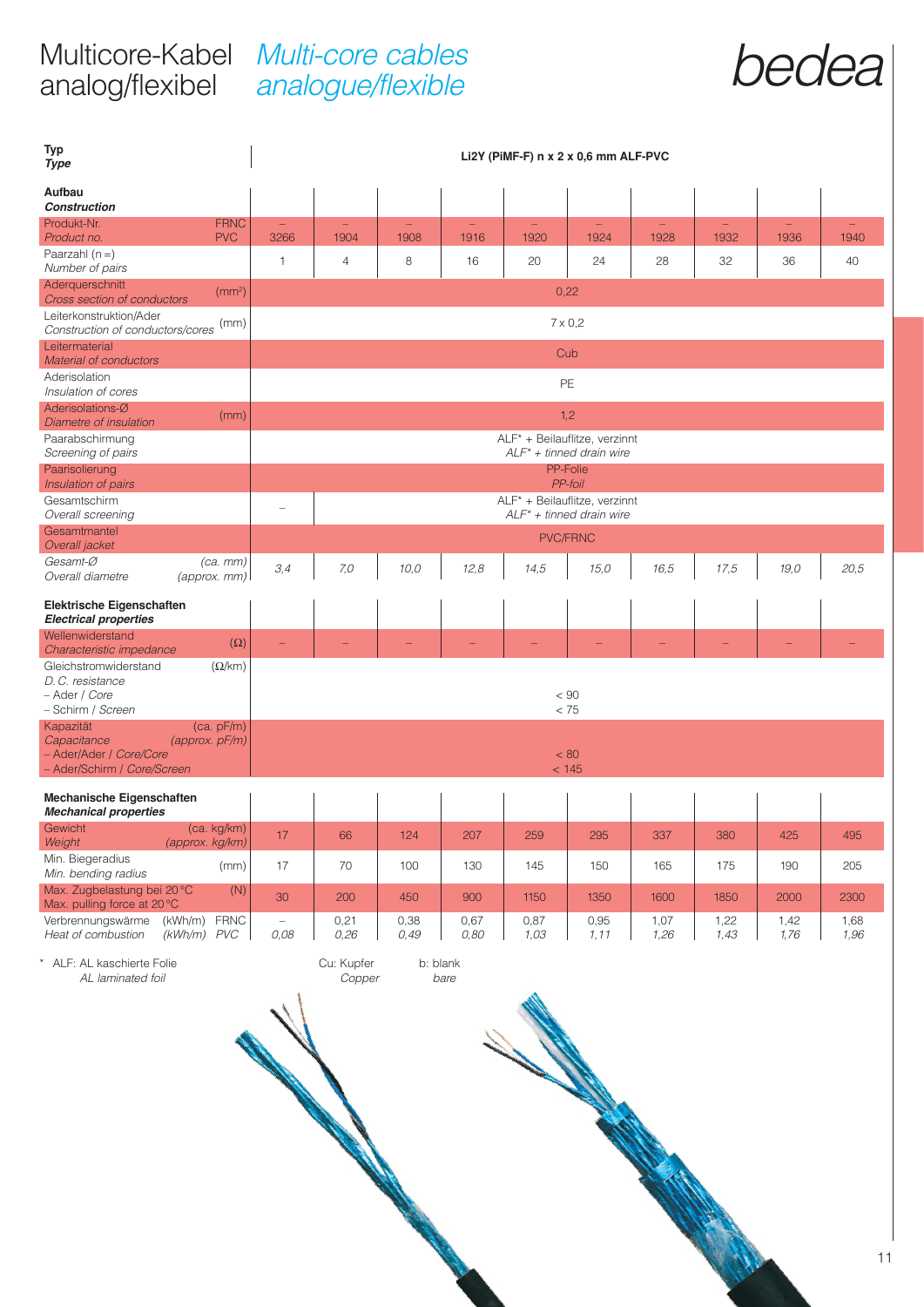# Multicore-Kabel analog/flexibel *Multi-core cables analogue/flexible*

bedea

| Typ / *Type* | Li2Y (PiMF-F) n x 2 x 0,6 mm ALF-PVC | | | | | | | | | |
|---|---|---|---|---|---|---|---|---|---|---|
| **Aufbau** / ***Construction*** | | | | | | | | | | |
| Produkt-Nr. / *Product no.* FRNC | – | – | – | – | – | – | – | – | – | – |
| Produkt-Nr. / *Product no.* PVC | 3266 | 1904 | 1908 | 1916 | 1920 | 1924 | 1928 | 1932 | 1936 | 1940 |
| Paarzahl (n =) / *Number of pairs* | 1 | 4 | 8 | 16 | 20 | 24 | 28 | 32 | 36 | 40 |
| Aderquerschnitt / *Cross section of conductors* (mm²) | 0,22 | | | | | | | | | |
| Leiterkonstruktion/Ader / *Construction of conductors/cores* (mm) | 7 x 0,2 | | | | | | | | | |
| Leitermaterial / *Material of conductors* | Cub | | | | | | | | | |
| Aderisolation / *Insulation of cores* | PE | | | | | | | | | |
| Aderisolations-Ø / *Diametre of insulation* (mm) | 1,2 | | | | | | | | | |
| Paarabschirmung / *Screening of pairs* | ALF* + Beilauflitze, verzinnt / *ALF* + tinned drain wire* | | | | | | | | | |
| Paarisolierung / *Insulation of pairs* | PP-Folie / *PP-foil* | | | | | | | | | |
| Gesamtschirm / *Overall screening* | – | ALF* + Beilauflitze, verzinnt / *ALF* + tinned drain wire* | | | | | | | | |
| Gesamtmantel / *Overall jacket* | PVC/FRNC | | | | | | | | | |
| Gesamt-Ø / *Overall diametre* (ca. mm) / *(approx. mm)* | *3,4* | *7,0* | *10,0* | *12,8* | *14,5* | *15,0* | *16,5* | *17,5* | *19,0* | *20,5* |
| **Elektrische Eigenschaften** / ***Electrical properties*** | | | | | | | | | | |
| Wellenwiderstand / *Characteristic impedance* (Ω) | – | – | – | – | – | – | – | – | – | – |
| Gleichstromwiderstand / *D. C. resistance* (Ω/km) – Ader / *Core* | < 90 | | | | | | | | | |
| – Schirm / *Screen* | < 75 | | | | | | | | | |
| Kapazität / *Capacitance* (ca. pF/m) / *(approx. pF/m)* – Ader/Ader / *Core/Core* | < 80 | | | | | | | | | |
| – Ader/Schirm / *Core/Screen* | < 145 | | | | | | | | | |
| **Mechanische Eigenschaften** / ***Mechanical properties*** | | | | | | | | | | |
| Gewicht / *Weight* (ca. kg/km) / *(approx. kg/km)* | 17 | 66 | 124 | 207 | 259 | 295 | 337 | 380 | 425 | 495 |
| Min. Biegeradius / *Min. bending radius* (mm) | 17 | 70 | 100 | 130 | 145 | 150 | 165 | 175 | 190 | 205 |
| Max. Zugbelastung bei 20 °C / *Max. pulling force at 20 °C* (N) | 30 | 200 | 450 | 900 | 1150 | 1350 | 1600 | 1850 | 2000 | 2300 |
| Verbrennungswärme (kWh/m) FRNC | – | 0,21 | 0,38 | 0,67 | 0,87 | 0,95 | 1,07 | 1,22 | 1,42 | 1,68 |
| *Heat of combustion* *(kWh/m)* *PVC* | *0,08* | *0,26* | *0,49* | *0,80* | *1,03* | *1,11* | *1,26* | *1,43* | *1,76* | *1,96* |

\* ALF: AL kaschierte Folie / *AL laminated foil*  Cu: Kupfer / *Copper*  b: blank / *bare*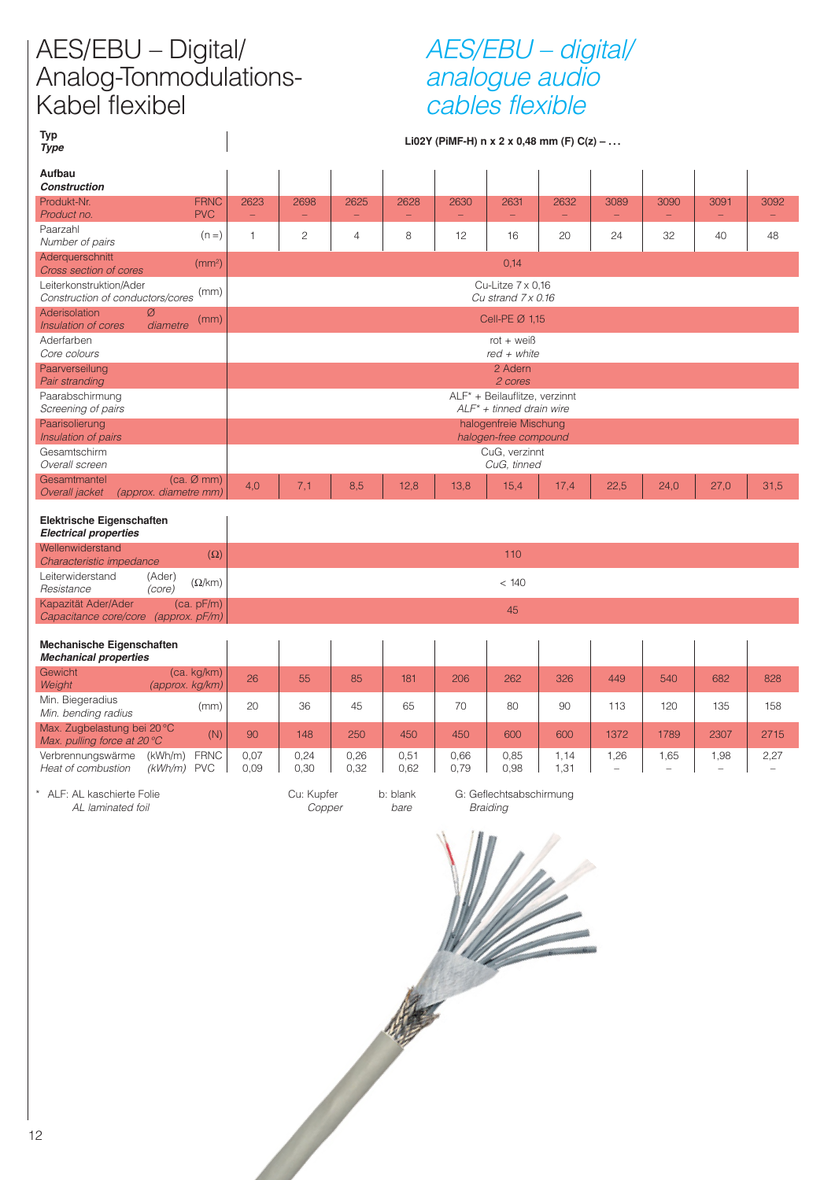# AES/EBU – Digital/ Analog-Tonmodulations-Kabel flexibel

# *AES/EBU – digital/ analogue audio cables flexible*

| **Typ** / ***Type*** | Li02Y (PiMF-H) n x 2 x 0,48 mm (F) C(z) – ... | | | | | | | | | | |
|---|---|---|---|---|---|---|---|---|---|---|---|
| **Aufbau** / ***Construction*** | | | | | | | | | | | |
| Produkt-Nr. / *Product no.* FRNC / PVC | 2623 / – | 2698 / – | 2625 / – | 2628 / – | 2630 / – | 2631 / – | 2632 / – | 3089 / – | 3090 / – | 3091 / – | 3092 / – |
| Paarzahl / *Number of pairs* (n =) | 1 | 2 | 4 | 8 | 12 | 16 | 20 | 24 | 32 | 40 | 48 |
| Aderquerschnitt / *Cross section of cores* ($mm^2$) | 0,14 | | | | | | | | | | |
| Leiterkonstruktion/Ader / *Construction of conductors/cores* (mm) | Cu-Litze 7 x 0,16 / *Cu strand 7 x 0.16* | | | | | | | | | | |
| Aderisolation Ø / *Insulation of cores diametre* (mm) | Cell-PE Ø 1,15 | | | | | | | | | | |
| Aderfarben / *Core colours* | rot + weiß / *red + white* | | | | | | | | | | |
| Paarverseilung / *Pair stranding* | 2 Adern / *2 cores* | | | | | | | | | | |
| Paarabschirmung / *Screening of pairs* | ALF* + Beilauflitze, verzinnt / *ALF* + tinned drain wire* | | | | | | | | | | |
| Paarisolierung / *Insulation of pairs* | halogenfreie Mischung / *halogen-free compound* | | | | | | | | | | |
| Gesamtschirm / *Overall screen* | CuG, verzinnt / *CuG, tinned* | | | | | | | | | | |
| Gesamtmantel (ca. Ø mm) / *Overall jacket (approx. diametre mm)* | 4,0 | 7,1 | 8,5 | 12,8 | 13,8 | 15,4 | 17,4 | 22,5 | 24,0 | 27,0 | 31,5 |
| **Elektrische Eigenschaften** / ***Electrical properties*** | | | | | | | | | | | |
| Wellenwiderstand / *Characteristic impedance* (Ω) | 110 | | | | | | | | | | |
| Leiterwiderstand (Ader) / *Resistance (core)* (Ω/km) | < 140 | | | | | | | | | | |
| Kapazität Ader/Ader (ca. pF/m) / *Capacitance core/core (approx. pF/m)* | 45 | | | | | | | | | | |
| **Mechanische Eigenschaften** / ***Mechanical properties*** | | | | | | | | | | | |
| Gewicht (ca. kg/km) / *Weight (approx. kg/km)* | 26 | 55 | 85 | 181 | 206 | 262 | 326 | 449 | 540 | 682 | 828 |
| Min. Biegeradius / *Min. bending radius* (mm) | 20 | 36 | 45 | 65 | 70 | 80 | 90 | 113 | 120 | 135 | 158 |
| Max. Zugbelastung bei 20 °C / *Max. pulling force at 20 °C* (N) | 90 | 148 | 250 | 450 | 450 | 600 | 600 | 1372 | 1789 | 2307 | 2715 |
| Verbrennungswärme / *Heat of combustion* (kWh/m) FRNC | 0,07 | 0,24 | 0,26 | 0,51 | 0,66 | 0,85 | 1,14 | 1,26 | 1,65 | 1,98 | 2,27 |
| Verbrennungswärme / *Heat of combustion* (kWh/m) PVC | 0,09 | 0,30 | 0,32 | 0,62 | 0,79 | 0,98 | 1,31 | – | – | – | – |

\* ALF: AL kaschierte Folie / *AL laminated foil*  Cu: Kupfer / *Copper*  b: blank / *bare*  G: Geflechtsabschirmung / *Braiding*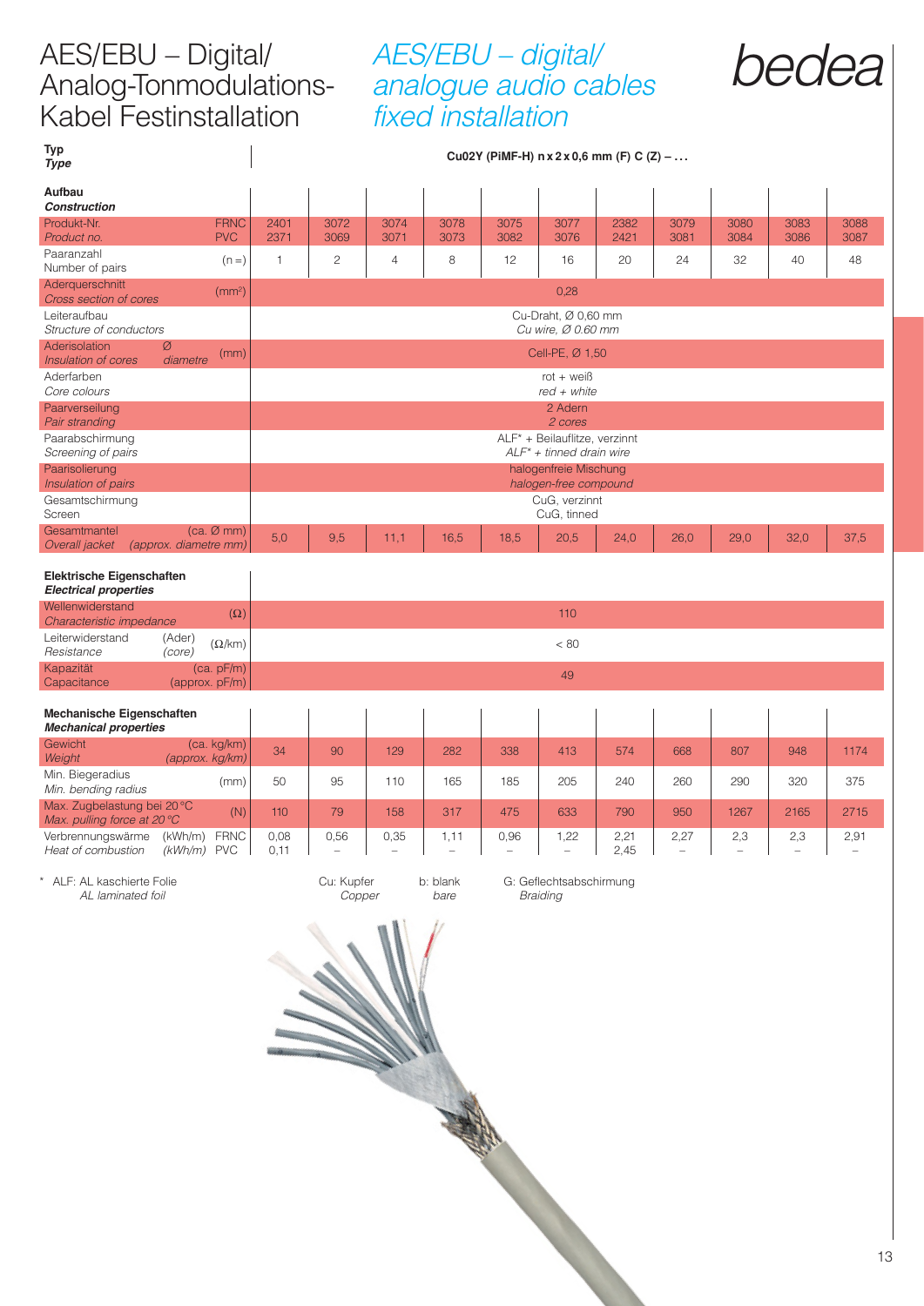# AES/EBU – Digital/ Analog-Tonmodulations-Kabel Festinstallation

# *AES/EBU – digital/ analogue audio cables fixed installation*

bedea

| **Typ** / ***Type*** | | **Cu02Y (PiMF-H) n x 2 x 0,6 mm (F) C (Z) – …** | | | | | | | | | | |
|---|---|---|---|---|---|---|---|---|---|---|---|---|
| **Aufbau** / ***Construction*** | | | | | | | | | | | | |
| Produkt-Nr. / *Product no.* | FRNC | 2401 | 3072 | 3074 | 3078 | 3075 | 3077 | 2382 | 3079 | 3080 | 3083 | 3088 |
| | PVC | 2371 | 3069 | 3071 | 3073 | 3082 | 3076 | 2421 | 3081 | 3084 | 3086 | 3087 |
| Paaranzahl / *Number of pairs* | (n =) | 1 | 2 | 4 | 8 | 12 | 16 | 20 | 24 | 32 | 40 | 48 |
| Aderquerschnitt / *Cross section of cores* | (mm²) | 0,28 | | | | | | | | | | |
| Leiteraufbau / *Structure of conductors* | | Cu-Draht, Ø 0,60 mm / *Cu wire, Ø 0.60 mm* | | | | | | | | | | |
| Aderisolation Ø / *Insulation of cores diametre* | (mm) | Cell-PE, Ø 1,50 | | | | | | | | | | |
| Aderfarben / *Core colours* | | rot + weiß / *red + white* | | | | | | | | | | |
| Paarverseilung / *Pair stranding* | | 2 Adern / *2 cores* | | | | | | | | | | |
| Paarabschirmung / *Screening of pairs* | | ALF* + Beilauflitze, verzinnt / *ALF* + tinned drain wire* | | | | | | | | | | |
| Paarisolierung / *Insulation of pairs* | | halogenfreie Mischung / *halogen-free compound* | | | | | | | | | | |
| Gesamtschirmung / *Screen* | | CuG, verzinnt / CuG, tinned | | | | | | | | | | |
| Gesamtmantel / *Overall jacket* | (ca. Ø mm) / *(approx. diametre mm)* | 5,0 | 9,5 | 11,1 | 16,5 | 18,5 | 20,5 | 24,0 | 26,0 | 29,0 | 32,0 | 37,5 |
| **Elektrische Eigenschaften** / ***Electrical properties*** | | | | | | | | | | | | |
| Wellenwiderstand / *Characteristic impedance* | (Ω) | 110 | | | | | | | | | | |
| Leiterwiderstand (Ader) / *Resistance (core)* | (Ω/km) | < 80 | | | | | | | | | | |
| Kapazität / *Capacitance* | (ca. pF/m) / *(approx. pF/m)* | 49 | | | | | | | | | | |
| **Mechanische Eigenschaften** / ***Mechanical properties*** | | | | | | | | | | | | |
| Gewicht / *Weight* | (ca. kg/km) / *(approx. kg/km)* | 34 | 90 | 129 | 282 | 338 | 413 | 574 | 668 | 807 | 948 | 1174 |
| Min. Biegeradius / *Min. bending radius* | (mm) | 50 | 95 | 110 | 165 | 185 | 205 | 240 | 260 | 290 | 320 | 375 |
| Max. Zugbelastung bei 20 °C / *Max. pulling force at 20 °C* | (N) | 110 | 79 | 158 | 317 | 475 | 633 | 790 | 950 | 1267 | 2165 | 2715 |
| Verbrennungswärme / *Heat of combustion* | (kWh/m) FRNC | 0,08 | 0,56 | 0,35 | 1,11 | 0,96 | 1,22 | 2,21 | 2,27 | 2,3 | 2,3 | 2,91 |
| | (kWh/m) PVC | 0,11 | – | – | – | – | – | 2,45 | – | – | – | – |

\* ALF: AL kaschierte Folie / *AL laminated foil*

Cu: Kupfer / *Copper*

b: blank / *bare*

G: Geflechtsabschirmung / *Braiding*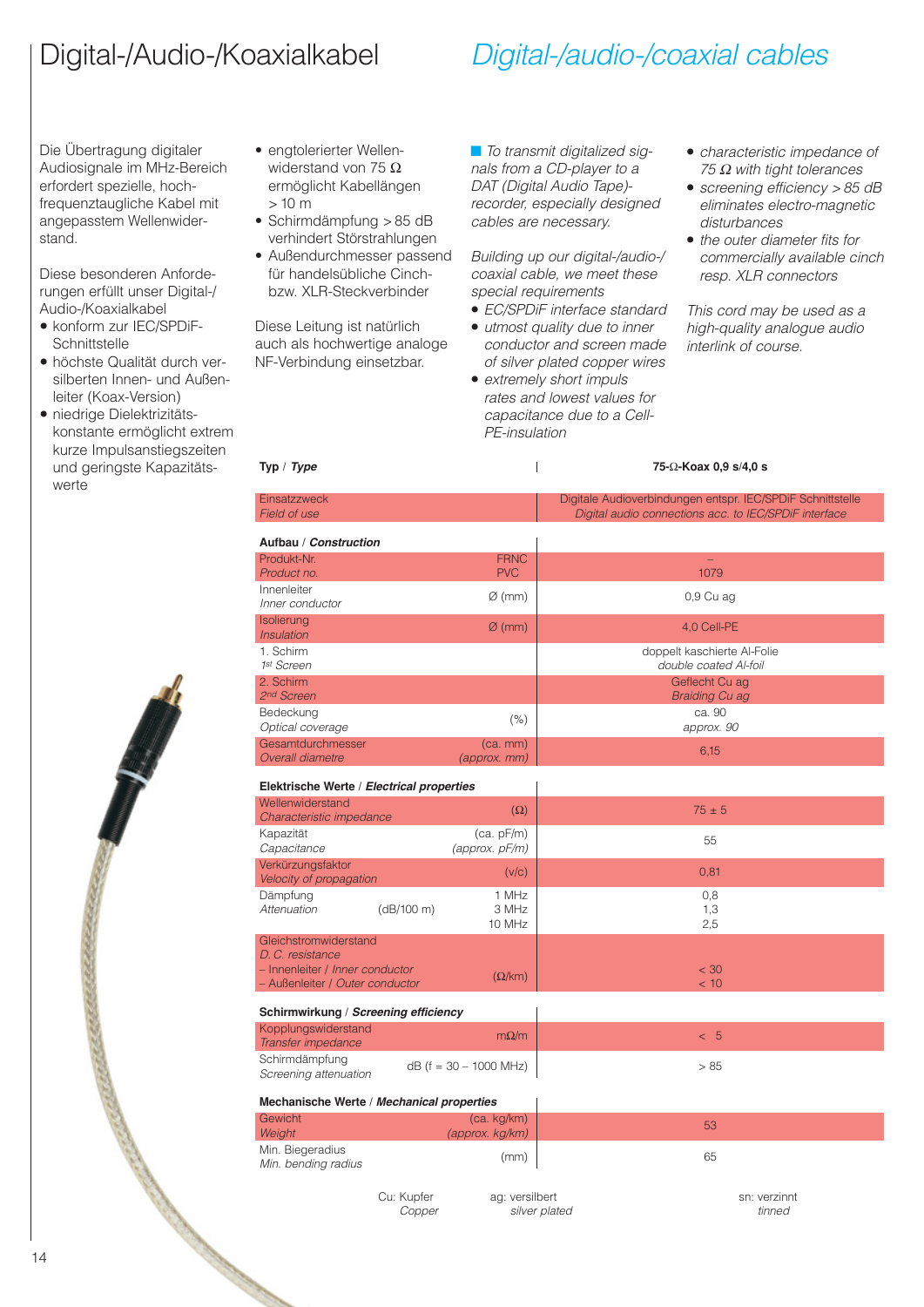# Digital-/Audio-/Koaxialkabel

# *Digital-/audio-/coaxial cables*

Die Übertragung digitaler Audiosignale im MHz-Bereich erfordert spezielle, hochfrequenztaugliche Kabel mit angepasstem Wellenwiderstand.

Diese besonderen Anforderungen erfüllt unser Digital-/Audio-/Koaxialkabel

- konform zur IEC/SPDiF-Schnittstelle
- höchste Qualität durch versilberten Innen- und Außenleiter (Koax-Version)
- niedrige Dielektrizitätskonstante ermöglicht extrem kurze Impulsanstiegszeiten und geringste Kapazitätswerte
- engtolerierter Wellenwiderstand von 75 Ω ermöglicht Kabellängen > 10 m
- Schirmdämpfung > 85 dB verhindert Störstrahlungen
- Außendurchmesser passend für handelsübliche Cinch- bzw. XLR-Steckverbinder

Diese Leitung ist natürlich auch als hochwertige analoge NF-Verbindung einsetzbar.

*To transmit digitalized signals from a CD-player to a DAT (Digital Audio Tape)-recorder, especially designed cables are necessary.*

*Building up our digital-/audio-/coaxial cable, we meet these special requirements*

- *EC/SPDiF interface standard*
- *utmost quality due to inner conductor and screen made of silver plated copper wires*
- *extremely short impuls rates and lowest values for capacitance due to a Cell-PE-insulation*
- *characteristic impedance of 75 Ω with tight tolerances*
- *screening efficiency > 85 dB eliminates electro-magnetic disturbances*
- *the outer diameter fits for commercially available cinch resp. XLR connectors*

*This cord may be used as a high-quality analogue audio interlink of course.*

| **Typ** / ***Type*** | | **75-Ω-Koax 0,9 s/4,0 s** |
|---|---|---|
| Einsatzzweck<br>*Field of use* | | Digitale Audioverbindungen entspr. IEC/SPDiF Schnittstelle<br>*Digital audio connections acc. to IEC/SPDiF interface* |
| **Aufbau** / ***Construction*** | | |
| Produkt-Nr.<br>*Product no.* | FRNC<br>PVC | –<br>1079 |
| Innenleiter<br>*Inner conductor* | Ø (mm) | 0,9 Cu ag |
| Isolierung<br>*Insulation* | Ø (mm) | 4,0 Cell-PE |
| 1. Schirm<br>*1st Screen* | | doppelt kaschierte Al-Folie<br>*double coated Al-foil* |
| 2. Schirm<br>*2nd Screen* | | Geflecht Cu ag<br>*Braiding Cu ag* |
| Bedeckung<br>*Optical coverage* | (%) | ca. 90<br>*approx. 90* |
| Gesamtdurchmesser<br>*Overall diametre* | (ca. mm)<br>*(approx. mm)* | 6,15 |
| **Elektrische Werte** / ***Electrical properties*** | | |
| Wellenwiderstand<br>*Characteristic impedance* | (Ω) | 75 ± 5 |
| Kapazität<br>*Capacitance* | (ca. pF/m)<br>*(approx. pF/m)* | 55 |
| Verkürzungsfaktor<br>*Velocity of propagation* | (v/c) | 0,81 |
| Dämpfung<br>*Attenuation* (dB/100 m) | 1 MHz<br>3 MHz<br>10 MHz | 0,8<br>1,3<br>2,5 |
| Gleichstromwiderstand<br>*D. C. resistance*<br>– Innenleiter / *Inner conductor*<br>– Außenleiter / *Outer conductor* | (Ω/km) | < 30<br>< 10 |
| **Schirmwirkung** / ***Screening efficiency*** | | |
| Kopplungswiderstand<br>*Transfer impedance* | mΩ/m | < 5 |
| Schirmdämpfung<br>*Screening attenuation* | dB (f = 30 – 1000 MHz) | > 85 |
| **Mechanische Werte** / ***Mechanical properties*** | | |
| Gewicht<br>*Weight* | (ca. kg/km)<br>*(approx. kg/km)* | 53 |
| Min. Biegeradius<br>*Min. bending radius* | (mm) | 65 |

Cu: Kupfer / *Copper* ag: versilbert / *silver plated* sn: verzinnt / *tinned*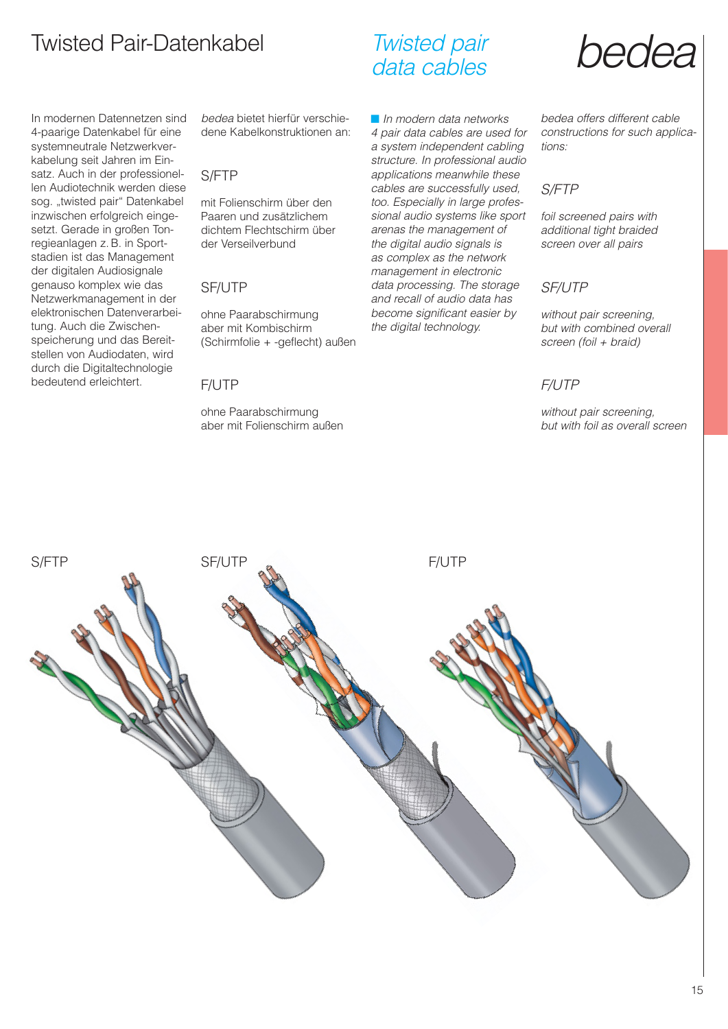# Twisted Pair-Datenkabel

In modernen Datennetzen sind 4-paarige Datenkabel für eine systemneutrale Netzwerkverkabelung seit Jahren im Einsatz. Auch in der professionellen Audiotechnik werden diese sog. „twisted pair" Datenkabel inzwischen erfolgreich eingesetzt. Gerade in großen Tonregieanlagen z. B. in Sportstadien ist das Management der digitalen Audiosignale genauso komplex wie das Netzwerkmanagement in der elektronischen Datenverarbeitung. Auch die Zwischenspeicherung und das Bereitstellen von Audiodaten, wird durch die Digitaltechnologie bedeutend erleichtert.

*bedea* bietet hierfür verschiedene Kabelkonstruktionen an:

## S/FTP

mit Folienschirm über den Paaren und zusätzlichem dichtem Flechtschirm über der Verseilverbund

## SF/UTP

ohne Paarabschirmung aber mit Kombischirm (Schirmfolie + -geflecht) außen

## F/UTP

ohne Paarabschirmung aber mit Folienschirm außen

# *Twisted pair data cables*

*In modern data networks 4 pair data cables are used for a system independent cabling structure. In professional audio applications meanwhile these cables are successfully used, too. Especially in large professional audio systems like sport arenas the management of the digital audio signals is as complex as the network management in electronic data processing. The storage and recall of audio data has become significant easier by the digital technology.*

*bedea offers different cable constructions for such applications:*

## *S/FTP*

*foil screened pairs with additional tight braided screen over all pairs*

## *SF/UTP*

*without pair screening, but with combined overall screen (foil + braid)*

## *F/UTP*

*without pair screening, but with foil as overall screen*

S/FTP

SF/UTP

F/UTP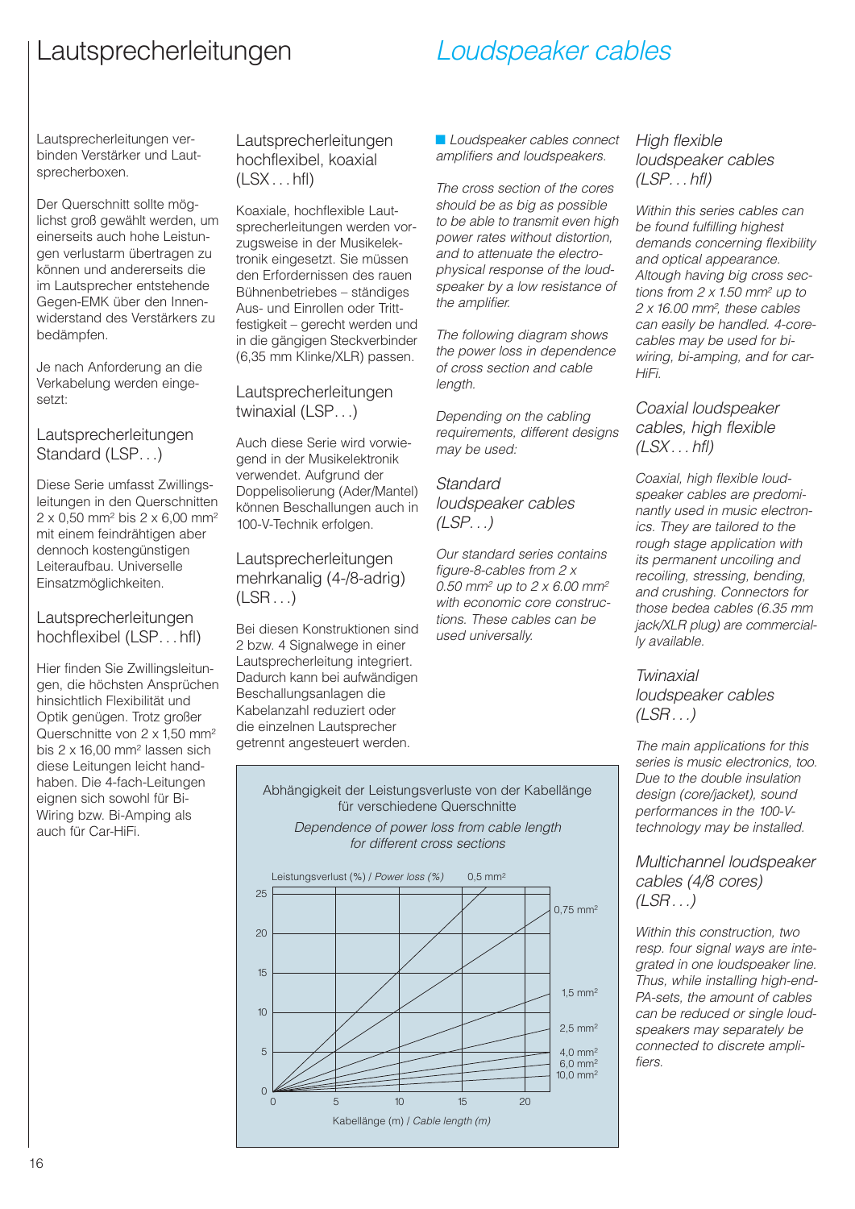# Lautsprecherleitungen

# *Loudspeaker cables*

Lautsprecherleitungen verbinden Verstärker und Lautsprecherboxen.

Der Querschnitt sollte möglichst groß gewählt werden, um einerseits auch hohe Leistungen verlustarm übertragen zu können und andererseits die im Lautsprecher entstehende Gegen-EMK über den Innenwiderstand des Verstärkers zu bedämpfen.

Je nach Anforderung an die Verkabelung werden eingesetzt:

## Lautsprecherleitungen Standard (LSP...)

Diese Serie umfasst Zwillingsleitungen in den Querschnitten 2 x 0,50 mm² bis 2 x 6,00 mm² mit einem feindrähtigen aber dennoch kostengünstigen Leiteraufbau. Universelle Einsatzmöglichkeiten.

## Lautsprecherleitungen hochflexibel (LSP... hfl)

Hier finden Sie Zwillingsleitungen, die höchsten Ansprüchen hinsichtlich Flexibilität und Optik genügen. Trotz großer Querschnitte von 2 x 1,50 mm² bis 2 x 16,00 mm² lassen sich diese Leitungen leicht handhaben. Die 4-fach-Leitungen eignen sich sowohl für Bi-Wiring bzw. Bi-Amping als auch für Car-HiFi.

## Lautsprecherleitungen hochflexibel, koaxial (LSX... hfl)

Koaxiale, hochflexible Lautsprecherleitungen werden vorzugsweise in der Musikelektronik eingesetzt. Sie müssen den Erfordernissen des rauen Bühnenbetriebes – ständiges Aus- und Einrollen oder Trittfestigkeit – gerecht werden und in die gängigen Steckverbinder (6,35 mm Klinke/XLR) passen.

## Lautsprecherleitungen twinaxial (LSP...)

Auch diese Serie wird vorwiegend in der Musikelektronik verwendet. Aufgrund der Doppelisolierung (Ader/Mantel) können Beschallungen auch in 100-V-Technik erfolgen.

## Lautsprecherleitungen mehrkanalig (4-/8-adrig) (LSR...)

Bei diesen Konstruktionen sind 2 bzw. 4 Signalwege in einer Lautsprecherleitung integriert. Dadurch kann bei aufwändigen Beschallungsanlagen die Kabelanzahl reduziert oder die einzelnen Lautsprecher getrennt angesteuert werden.

*Loudspeaker cables connect amplifiers and loudspeakers.*

*The cross section of the cores should be as big as possible to be able to transmit even high power rates without distortion, and to attenuate the electro-physical response of the loudspeaker by a low resistance of the amplifier.*

*The following diagram shows the power loss in dependence of cross section and cable length.*

*Depending on the cabling requirements, different designs may be used:*

## *Standard loudspeaker cables (LSP...)*

*Our standard series contains figure-8-cables from 2 x 0.50 mm² up to 2 x 6.00 mm² with economic core constructions. These cables can be used universally.*

## *High flexible loudspeaker cables (LSP... hfl)*

*Within this series cables can be found fulfilling highest demands concerning flexibility and optical appearance. Altough having big cross sections from 2 x 1.50 mm² up to 2 x 16.00 mm², these cables can easily be handled. 4-core-cables may be used for bi-wiring, bi-amping, and for car-HiFi.*

## *Coaxial loudspeaker cables, high flexible (LSX... hfl)*

*Coaxial, high flexible loudspeaker cables are predominantly used in music electronics. They are tailored to the rough stage application with its permanent uncoiling and recoiling, stressing, bending, and crushing. Connectors for those bedea cables (6.35 mm jack/XLR plug) are commercially available.*

## *Twinaxial loudspeaker cables (LSR...)*

*The main applications for this series is music electronics, too. Due to the double insulation design (core/jacket), sound performances in the 100-V-technology may be installed.*

## *Multichannel loudspeaker cables (4/8 cores) (LSR...)*

*Within this construction, two resp. four signal ways are integrated in one loudspeaker line. Thus, while installing high-end-PA-sets, the amount of cables can be reduced or single loudspeakers may separately be connected to discrete amplifiers.*

Abhängigkeit der Leistungsverluste von der Kabellänge für verschiedene Querschnitte

*Dependence of power loss from cable length for different cross sections*

Leistungsverlust (%) / *Power loss (%)* – Kabellänge (m) / *Cable length (m)*

Kurven: 0,5 mm², 0,75 mm², 1,5 mm², 2,5 mm², 4,0 mm², 6,0 mm², 10,0 mm²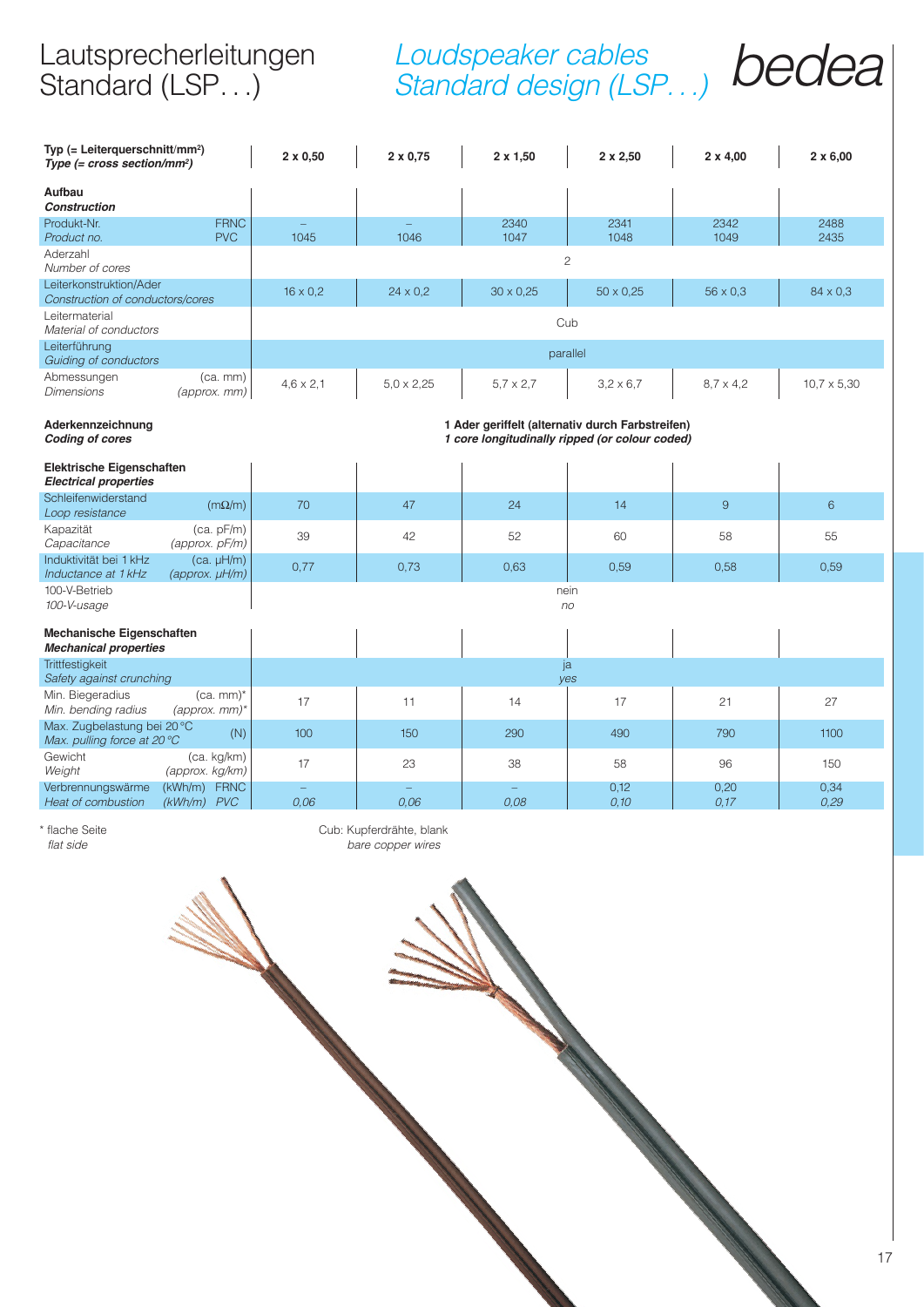# Lautsprecherleitungen Standard (LSP…)

## *Loudspeaker cables Standard design (LSP…)*

bedea

| **Typ (= Leiterquerschnitt/mm²)** *Type (= cross section/mm²)* | **2 x 0,50** | **2 x 0,75** | **2 x 1,50** | **2 x 2,50** | **2 x 4,00** | **2 x 6,00** |
|---|---|---|---|---|---|---|
| **Aufbau** ***Construction*** | | | | | | |
| Produkt-Nr. FRNC / *Product no.* PVC | – / 1045 | – / 1046 | 2340 / 1047 | 2341 / 1048 | 2342 / 1049 | 2488 / 2435 |
| Aderzahl / *Number of cores* | 2 | | | | | |
| Leiterkonstruktion/Ader / *Construction of conductors/cores* | 16 x 0,2 | 24 x 0,2 | 30 x 0,25 | 50 x 0,25 | 56 x 0,3 | 84 x 0,3 |
| Leitermaterial / *Material of conductors* | Cub | | | | | |
| Leiterführung / *Guiding of conductors* | parallel | | | | | |
| Abmessungen (ca. mm) / *Dimensions (approx. mm)* | 4,6 x 2,1 | 5,0 x 2,25 | 5,7 x 2,7 | 3,2 x 6,7 | 8,7 x 4,2 | 10,7 x 5,30 |
| **Aderkennzeichnung** ***Coding of cores*** | **1 Ader geriffelt (alternativ durch Farbstreifen)** ***1 core longitudinally ripped (or colour coded)*** | | | | | |
| **Elektrische Eigenschaften** ***Electrical properties*** | | | | | | |
| Schleifenwiderstand / *Loop resistance* (mΩ/m) | 70 | 47 | 24 | 14 | 9 | 6 |
| Kapazität (ca. pF/m) / *Capacitance (approx. pF/m)* | 39 | 42 | 52 | 60 | 58 | 55 |
| Induktivität bei 1 kHz (ca. µH/m) / *Inductance at 1 kHz (approx. µH/m)* | 0,77 | 0,73 | 0,63 | 0,59 | 0,58 | 0,59 |
| 100-V-Betrieb / *100-V-usage* | nein / *no* | | | | | |
| **Mechanische Eigenschaften** ***Mechanical properties*** | | | | | | |
| Trittfestigkeit / *Safety against crunching* | ja / *yes* | | | | | |
| Min. Biegeradius (ca. mm)* / *Min. bending radius (approx. mm)** | 17 | 11 | 14 | 17 | 21 | 27 |
| Max. Zugbelastung bei 20 °C / *Max. pulling force at 20 °C* (N) | 100 | 150 | 290 | 490 | 790 | 1100 |
| Gewicht (ca. kg/km) / *Weight (approx. kg/km)* | 17 | 23 | 38 | 58 | 96 | 150 |
| Verbrennungswärme (kWh/m) FRNC / *Heat of combustion (kWh/m) PVC* | – / *0,06* | – / *0,06* | – / *0,08* | 0,12 / *0,10* | 0,20 / *0,17* | 0,34 / *0,29* |

\* flache Seite
*flat side*

Cub: Kupferdrähte, blank
*bare copper wires*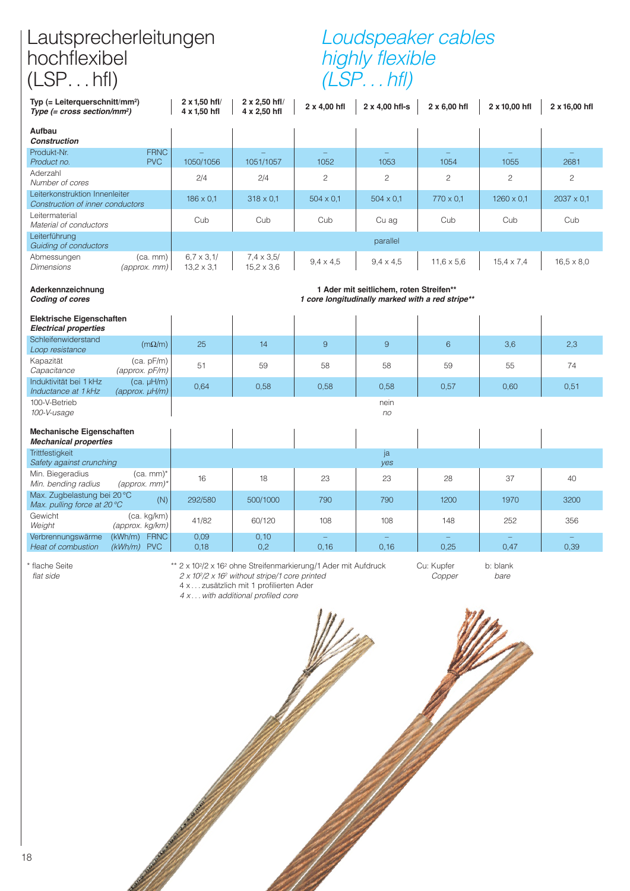# Lautsprecherleitungen hochflexibel (LSP. . . hfl)

# *Loudspeaker cables highly flexible (LSP. . . hfl)*

| Typ (= Leiterquerschnitt/mm²) *Type (= cross section/mm²)* | 2 x 1,50 hfl/ 4 x 1,50 hfl | 2 x 2,50 hfl/ 4 x 2,50 hfl | 2 x 4,00 hfl | 2 x 4,00 hfl-s | 2 x 6,00 hfl | 2 x 10,00 hfl | 2 x 16,00 hfl |
|---|---|---|---|---|---|---|---|
| **Aufbau** ***Construction*** | | | | | | | |
| Produkt-Nr. *Product no.* FRNC | – | – | – | – | – | – | – |
| Produkt-Nr. *Product no.* PVC | 1050/1056 | 1051/1057 | 1052 | 1053 | 1054 | 1055 | 2681 |
| Aderzahl *Number of cores* | 2/4 | 2/4 | 2 | 2 | 2 | 2 | 2 |
| Leiterkonstruktion Innenleiter *Construction of inner conductors* | 186 x 0,1 | 318 x 0,1 | 504 x 0,1 | 504 x 0,1 | 770 x 0,1 | 1260 x 0,1 | 2037 x 0,1 |
| Leitermaterial *Material of conductors* | Cub | Cub | Cub | Cu ag | Cub | Cub | Cub |
| Leiterführung *Guiding of conductors* | parallel | | | | | | |
| Abmessungen (ca. mm) *Dimensions (approx. mm)* | 6,7 x 3,1/ 13,2 x 3,1 | 7,4 x 3,5/ 15,2 x 3,6 | 9,4 x 4,5 | 9,4 x 4,5 | 11,6 x 5,6 | 15,4 x 7,4 | 16,5 x 8,0 |
| **Aderkennzeichnung** ***Coding of cores*** | **1 Ader mit seitlichem, roten Streifen**** ***1 core longitudinally marked with a red stripe**** | | | | | | |
| **Elektrische Eigenschaften** ***Electrical properties*** | | | | | | | |
| Schleifenwiderstand *Loop resistance* (mΩ/m) | 25 | 14 | 9 | 9 | 6 | 3,6 | 2,3 |
| Kapazität (ca. pF/m) *Capacitance (approx. pF/m)* | 51 | 59 | 58 | 58 | 59 | 55 | 74 |
| Induktivität bei 1 kHz (ca. µH/m) *Inductance at 1 kHz (approx. µH/m)* | 0,64 | 0,58 | 0,58 | 0,58 | 0,57 | 0,60 | 0,51 |
| 100-V-Betrieb *100-V-usage* | nein *no* | | | | | | |
| **Mechanische Eigenschaften** ***Mechanical properties*** | | | | | | | |
| Trittfestigkeit *Safety against crunching* | ja *yes* | | | | | | |
| Min. Biegeradius (ca. mm)* *Min. bending radius (approx. mm)** | 16 | 18 | 23 | 23 | 28 | 37 | 40 |
| Max. Zugbelastung bei 20 °C *Max. pulling force at 20 °C* (N) | 292/580 | 500/1000 | 790 | 790 | 1200 | 1970 | 3200 |
| Gewicht (ca. kg/km) *Weight (approx. kg/km)* | 41/82 | 60/120 | 108 | 108 | 148 | 252 | 356 |
| Verbrennungswärme *Heat of combustion* (kWh/m) FRNC | 0,09 | 0,10 | – | – | – | – | – |
| Verbrennungswärme *Heat of combustion* (kWh/m) PVC | 0,18 | 0,2 | 0,16 | 0,16 | 0,25 | 0,47 | 0,39 |

\* flache Seite
*flat side*

\*\* 2 x 10²/2 x 16² ohne Streifenmarkierung/1 Ader mit Aufdruck
*2 x 10²/2 x 16² without stripe/1 core printed*
4 x . . . zusätzlich mit 1 profilierten Ader
*4 x . . . with additional profiled core*

Cu: Kupfer *Copper*

b: blank *bare*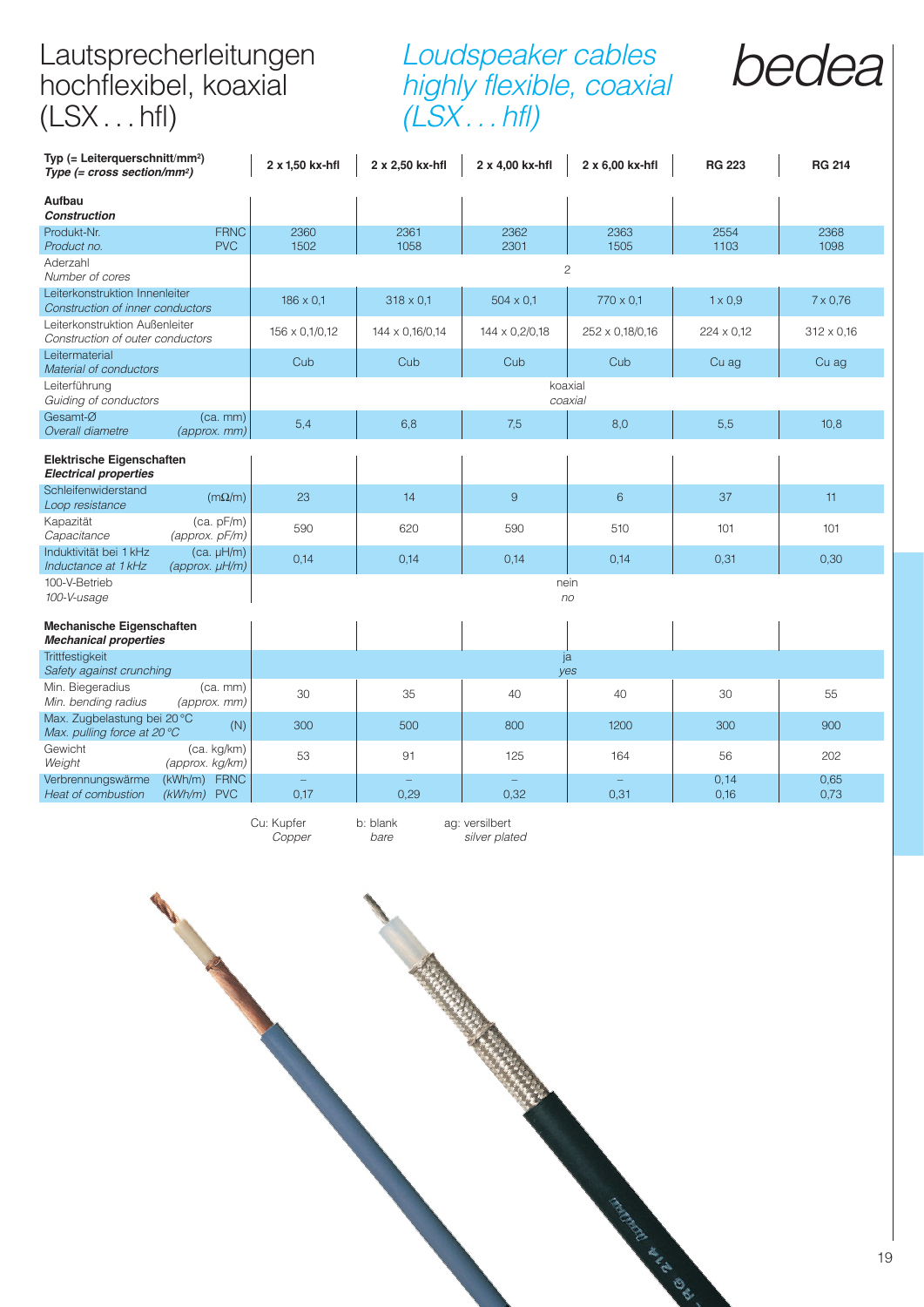# Lautsprecherleitungen hochflexibel, koaxial (LSX . . . hfl)

# *Loudspeaker cables highly flexible, coaxial (LSX . . . hfl)*

bedea

| **Typ (= Leiterquerschnitt/mm²)** *Type (= cross section/mm²)* | **2 x 1,50 kx-hfl** | **2 x 2,50 kx-hfl** | **2 x 4,00 kx-hfl** | **2 x 6,00 kx-hfl** | **RG 223** | **RG 214** |
|---|---|---|---|---|---|---|
| **Aufbau** *Construction* | | | | | | |
| Produkt-Nr. FRNC / *Product no. PVC* | 2360 / 1502 | 2361 / 1058 | 2362 / 2301 | 2363 / 1505 | 2554 / 1103 | 2368 / 1098 |
| Aderzahl / *Number of cores* | 2 | | | | | |
| Leiterkonstruktion Innenleiter / *Construction of inner conductors* | 186 x 0,1 | 318 x 0,1 | 504 x 0,1 | 770 x 0,1 | 1 x 0,9 | 7 x 0,76 |
| Leiterkonstruktion Außenleiter / *Construction of outer conductors* | 156 x 0,1/0,12 | 144 x 0,16/0,14 | 144 x 0,2/0,18 | 252 x 0,18/0,16 | 224 x 0,12 | 312 x 0,16 |
| Leitermaterial / *Material of conductors* | Cub | Cub | Cub | Cub | Cu ag | Cu ag |
| Leiterführung / *Guiding of conductors* | koaxial / *coaxial* | | | | | |
| Gesamt-Ø (ca. mm) / *Overall diametre (approx. mm)* | 5,4 | 6,8 | 7,5 | 8,0 | 5,5 | 10,8 |
| **Elektrische Eigenschaften** *Electrical properties* | | | | | | |
| Schleifenwiderstand (mΩ/m) / *Loop resistance* | 23 | 14 | 9 | 6 | 37 | 11 |
| Kapazität (ca. pF/m) / *Capacitance (approx. pF/m)* | 590 | 620 | 590 | 510 | 101 | 101 |
| Induktivität bei 1 kHz (ca. µH/m) / *Inductance at 1 kHz (approx. µH/m)* | 0,14 | 0,14 | 0,14 | 0,14 | 0,31 | 0,30 |
| 100-V-Betrieb / *100-V-usage* | nein / *no* | | | | | |
| **Mechanische Eigenschaften** *Mechanical properties* | | | | | | |
| Trittfestigkeit / *Safety against crunching* | ja / *yes* | | | | | |
| Min. Biegeradius (ca. mm) / *Min. bending radius (approx. mm)* | 30 | 35 | 40 | 40 | 30 | 55 |
| Max. Zugbelastung bei 20 °C (N) / *Max. pulling force at 20 °C* | 300 | 500 | 800 | 1200 | 300 | 900 |
| Gewicht (ca. kg/km) / *Weight (approx. kg/km)* | 53 | 91 | 125 | 164 | 56 | 202 |
| Verbrennungswärme (kWh/m) FRNC / *Heat of combustion (kWh/m) PVC* | – / 0,17 | – / 0,29 | – / 0,32 | – / 0,31 | 0,14 / 0,16 | 0,65 / 0,73 |

Cu: Kupfer / *Copper* b: blank / *bare* ag: versilbert / *silver plated*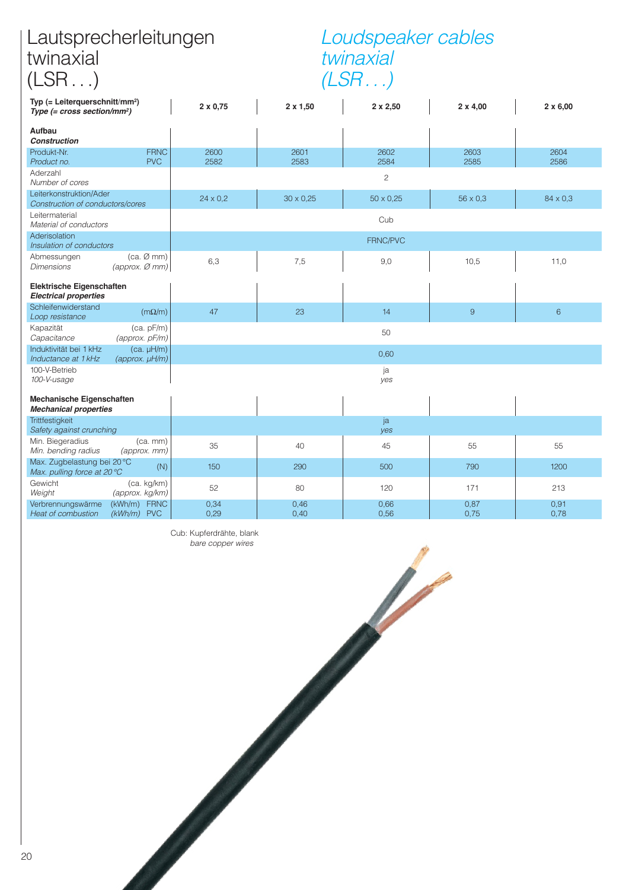# Lautsprecherleitungen twinaxial (LSR . . .)

# *Loudspeaker cables twinaxial (LSR . . .)*

| Typ (= Leiterquerschnitt/mm²) / *Type (= cross section/mm²)* | 2 x 0,75 | 2 x 1,50 | 2 x 2,50 | 2 x 4,00 | 2 x 6,00 |
|---|---|---|---|---|---|
| **Aufbau** / ***Construction*** | | | | | |
| Produkt-Nr. FRNC / *Product no.* PVC | 2600 / 2582 | 2601 / 2583 | 2602 / 2584 | 2603 / 2585 | 2604 / 2586 |
| Aderzahl / *Number of cores* | 2 | 2 | 2 | 2 | 2 |
| Leiterkonstruktion/Ader / *Construction of conductors/cores* | 24 x 0,2 | 30 x 0,25 | 50 x 0,25 | 56 x 0,3 | 84 x 0,3 |
| Leitermaterial / *Material of conductors* | Cub | Cub | Cub | Cub | Cub |
| Aderisolation / *Insulation of conductors* | FRNC/PVC | FRNC/PVC | FRNC/PVC | FRNC/PVC | FRNC/PVC |
| Abmessungen (ca. Ø mm) / *Dimensions (approx. Ø mm)* | 6,3 | 7,5 | 9,0 | 10,5 | 11,0 |
| **Elektrische Eigenschaften** / ***Electrical properties*** | | | | | |
| Schleifenwiderstand / *Loop resistance* (mΩ/m) | 47 | 23 | 14 | 9 | 6 |
| Kapazität (ca. pF/m) / *Capacitance (approx. pF/m)* | 50 | 50 | 50 | 50 | 50 |
| Induktivität bei 1 kHz (ca. µH/m) / *Inductance at 1 kHz (approx. µH/m)* | 0,60 | 0,60 | 0,60 | 0,60 | 0,60 |
| 100-V-Betrieb / *100-V-usage* | ja / *yes* | ja / *yes* | ja / *yes* | ja / *yes* | ja / *yes* |
| **Mechanische Eigenschaften** / ***Mechanical properties*** | | | | | |
| Trittfestigkeit / *Safety against crunching* | ja / *yes* | ja / *yes* | ja / *yes* | ja / *yes* | ja / *yes* |
| Min. Biegeradius (ca. mm) / *Min. bending radius (approx. mm)* | 35 | 40 | 45 | 55 | 55 |
| Max. Zugbelastung bei 20 °C / *Max. pulling force at 20 °C* (N) | 150 | 290 | 500 | 790 | 1200 |
| Gewicht (ca. kg/km) / *Weight (approx. kg/km)* | 52 | 80 | 120 | 171 | 213 |
| Verbrennungswärme (kWh/m) FRNC / *Heat of combustion* (kWh/m) PVC | 0,34 / 0,29 | 0,46 / 0,40 | 0,66 / 0,56 | 0,87 / 0,75 | 0,91 / 0,78 |

Cub: Kupferdrähte, blank
*bare copper wires*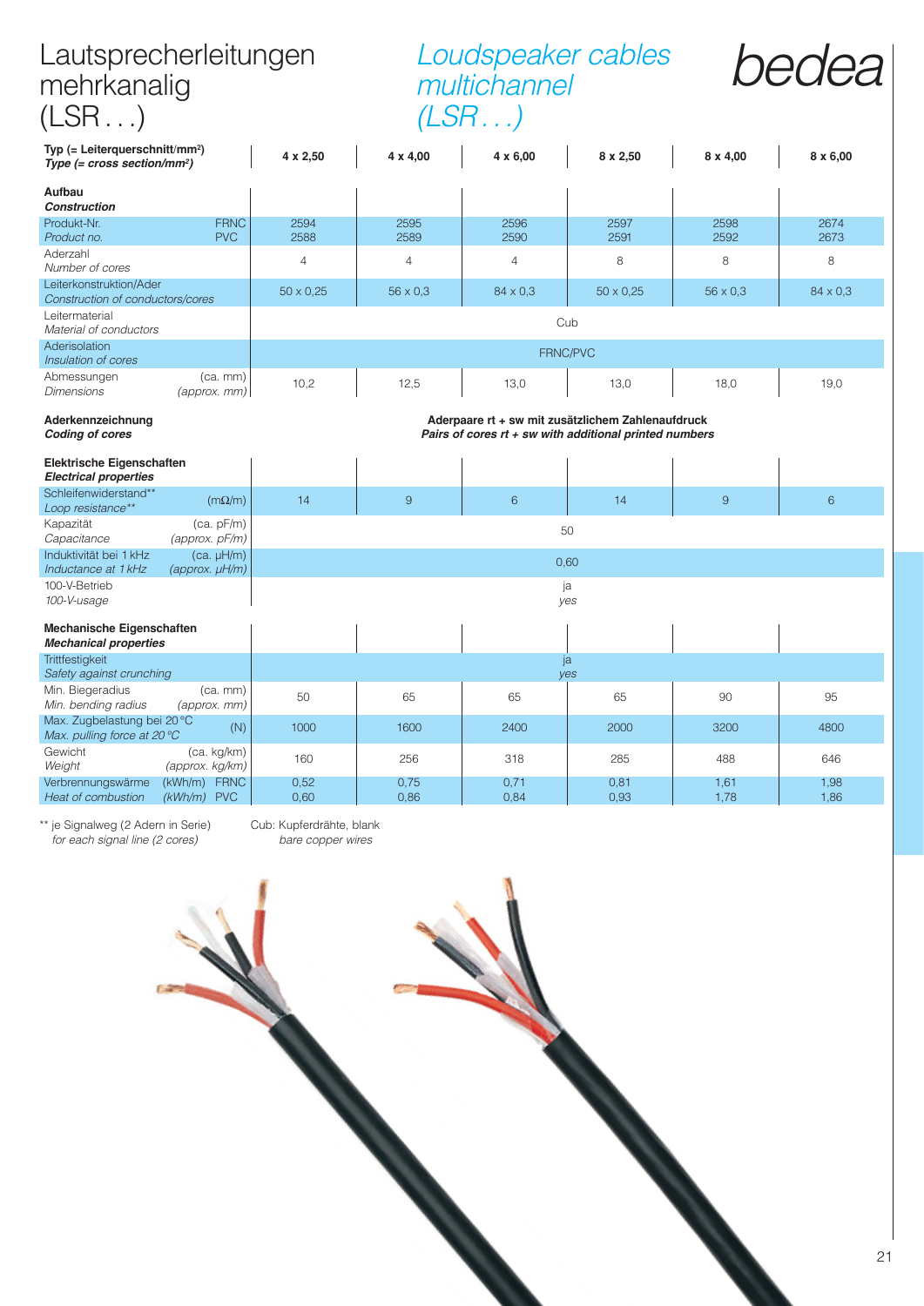# Lautsprecherleitungen mehrkanalig (LSR . . .)

# *Loudspeaker cables multichannel (LSR . . .)*

bedea

| Typ (= Leiterquerschnitt/mm²) *Type (= cross section/mm²)* | 4 x 2,50 | 4 x 4,00 | 4 x 6,00 | 8 x 2,50 | 8 x 4,00 | 8 x 6,00 |
|---|---|---|---|---|---|---|
| **Aufbau** ***Construction*** | | | | | | |
| Produkt-Nr. FRNC / *Product no.* PVC | 2594 / 2588 | 2595 / 2589 | 2596 / 2590 | 2597 / 2591 | 2598 / 2592 | 2674 / 2673 |
| Aderzahl / *Number of cores* | 4 | 4 | 4 | 8 | 8 | 8 |
| Leiterkonstruktion/Ader / *Construction of conductors/cores* | 50 x 0,25 | 56 x 0,3 | 84 x 0,3 | 50 x 0,25 | 56 x 0,3 | 84 x 0,3 |
| Leitermaterial / *Material of conductors* | Cub | | | | | |
| Aderisolation / *Insulation of cores* | FRNC/PVC | | | | | |
| Abmessungen (ca. mm) / *Dimensions (approx. mm)* | 10,2 | 12,5 | 13,0 | 13,0 | 18,0 | 19,0 |
| **Aderkennzeichnung** ***Coding of cores*** | **Aderpaare rt + sw mit zusätzlichem Zahlenaufdruck** ***Pairs of cores rt + sw with additional printed numbers*** | | | | | |
| **Elektrische Eigenschaften** ***Electrical properties*** | | | | | | |
| Schleifenwiderstand** (mΩ/m) / *Loop resistance*** | 14 | 9 | 6 | 14 | 9 | 6 |
| Kapazität (ca. pF/m) / *Capacitance (approx. pF/m)* | 50 | | | | | |
| Induktivität bei 1 kHz (ca. µH/m) / *Inductance at 1 kHz (approx. µH/m)* | 0,60 | | | | | |
| 100-V-Betrieb / *100-V-usage* | ja / *yes* | | | | | |
| **Mechanische Eigenschaften** ***Mechanical properties*** | | | | | | |
| Trittfestigkeit / *Safety against crunching* | ja / *yes* | | | | | |
| Min. Biegeradius (ca. mm) / *Min. bending radius (approx. mm)* | 50 | 65 | 65 | 65 | 90 | 95 |
| Max. Zugbelastung bei 20 °C (N) / *Max. pulling force at 20 °C* | 1000 | 1600 | 2400 | 2000 | 3200 | 4800 |
| Gewicht (ca. kg/km) / *Weight (approx. kg/km)* | 160 | 256 | 318 | 285 | 488 | 646 |
| Verbrennungswärme (kWh/m) FRNC / *Heat of combustion (kWh/m)* PVC | 0,52 / 0,60 | 0,75 / 0,86 | 0,71 / 0,84 | 0,81 / 0,93 | 1,61 / 1,78 | 1,98 / 1,86 |

** je Signalweg (2 Adern in Serie)
*for each signal line (2 cores)*

Cub: Kupferdrähte, blank
*bare copper wires*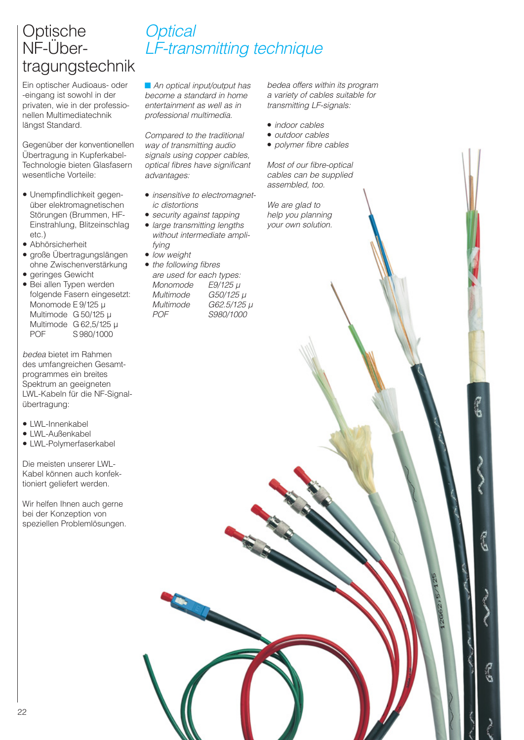# Optische NF-Übertragungstechnik

Ein optischer Audioaus- oder -eingang ist sowohl in der privaten, wie in der professionellen Multimediatechnik längst Standard.

Gegenüber der konventionellen Übertragung in Kupferkabel-Technologie bieten Glasfasern wesentliche Vorteile:

- Unempfindlichkeit gegenüber elektromagnetischen Störungen (Brummen, HF-Einstrahlung, Blitzeinschlag etc.)
- Abhörsicherheit
- große Übertragungslängen ohne Zwischenverstärkung
- geringes Gewicht
- Bei allen Typen werden folgende Fasern eingesetzt:

| | |
|---|---|
| Monomode | E 9/125 μ |
| Multimode | G 50/125 μ |
| Multimode | G 62,5/125 μ |
| POF | S 980/1000 |

*bedea* bietet im Rahmen des umfangreichen Gesamtprogrammes ein breites Spektrum an geeigneten LWL-Kabeln für die NF-Signalübertragung:

- LWL-Innenkabel
- LWL-Außenkabel
- LWL-Polymerfaserkabel

Die meisten unserer LWL-Kabel können auch konfektioniert geliefert werden.

Wir helfen Ihnen auch gerne bei der Konzeption von speziellen Problemlösungen.

# *Optical LF-transmitting technique*

*An optical input/output has become a standard in home entertainment as well as in professional multimedia.*

*Compared to the traditional way of transmitting audio signals using copper cables, optical fibres have significant advantages:*

- *insensitive to electromagnetic distortions*
- *security against tapping*
- *large transmitting lengths without intermediate amplifying*
- *low weight*
- *the following fibres are used for each types:*

| | |
|---|---|
| *Monomode* | *E9/125 μ* |
| *Multimode* | *G50/125 μ* |
| *Multimode* | *G62.5/125 μ* |
| *POF* | *S980/1000* |

*bedea offers within its program a variety of cables suitable for transmitting LF-signals:*

- *indoor cables*
- *outdoor cables*
- *polymer fibre cables*

*Most of our fibre-optical cables can be supplied assembled, too.*

*We are glad to help you planning your own solution.*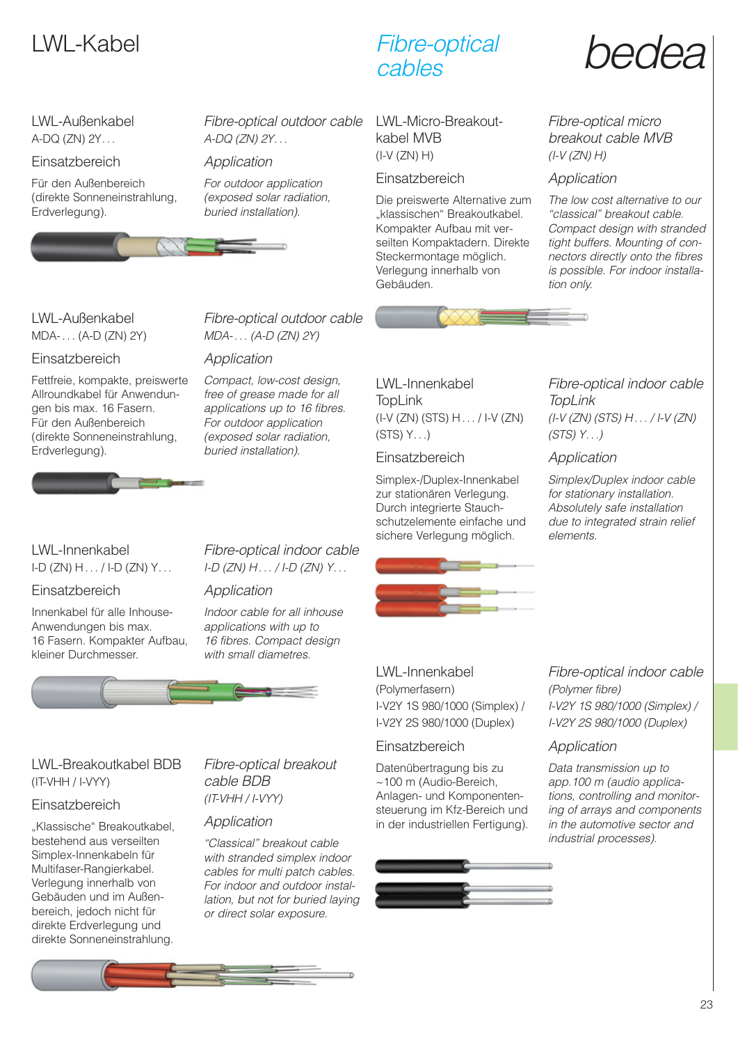# LWL-Kabel

# *Fibre-optical cables*

bedea

## LWL-Außenkabel
A-DQ (ZN) 2Y…

### Einsatzbereich

Für den Außenbereich (direkte Sonneneinstrahlung, Erdverlegung).

## *Fibre-optical outdoor cable*
*A-DQ (ZN) 2Y…*

### *Application*

*For outdoor application (exposed solar radiation, buried installation).*

## LWL-Außenkabel
MDA-… (A-D (ZN) 2Y)

### Einsatzbereich

Fettfreie, kompakte, preiswerte Allroundkabel für Anwendungen bis max. 16 Fasern. Für den Außenbereich (direkte Sonneneinstrahlung, Erdverlegung).

## *Fibre-optical outdoor cable*
*MDA-… (A-D (ZN) 2Y)*

### *Application*

*Compact, low-cost design, free of grease made for all applications up to 16 fibres. For outdoor application (exposed solar radiation, buried installation).*

## LWL-Innenkabel
I-D (ZN) H… / I-D (ZN) Y…

### Einsatzbereich

Innenkabel für alle Inhouse-Anwendungen bis max. 16 Fasern. Kompakter Aufbau, kleiner Durchmesser.

## *Fibre-optical indoor cable*
*I-D (ZN) H… / I-D (ZN) Y…*

### *Application*

*Indoor cable for all inhouse applications with up to 16 fibres. Compact design with small diametres.*

## LWL-Breakoutkabel BDB
(IT-VHH / I-VYY)

### Einsatzbereich

„Klassische" Breakoutkabel, bestehend aus verseilten Simplex-Innenkabeln für Multifaser-Rangierkabel. Verlegung innerhalb von Gebäuden und im Außenbereich, jedoch nicht für direkte Erdverlegung und direkte Sonneneinstrahlung.

## *Fibre-optical breakout cable BDB*
*(IT-VHH / I-VYY)*

### *Application*

*"Classical" breakout cable with stranded simplex indoor cables for multi patch cables. For indoor and outdoor installation, but not for buried laying or direct solar exposure.*

## LWL-Micro-Breakout-kabel MVB
(I-V (ZN) H)

### Einsatzbereich

Die preiswerte Alternative zum „klassischen" Breakoutkabel. Kompakter Aufbau mit verseilten Kompaktadern. Direkte Steckermontage möglich. Verlegung innerhalb von Gebäuden.

## *Fibre-optical micro breakout cable MVB*
*(I-V (ZN) H)*

### *Application*

*The low cost alternative to our "classical" breakout cable. Compact design with stranded tight buffers. Mounting of connectors directly onto the fibres is possible. For indoor installation only.*

## LWL-Innenkabel TopLink
(I-V (ZN) (STS) H… / I-V (ZN) (STS) Y…)

### Einsatzbereich

Simplex-/Duplex-Innenkabel zur stationären Verlegung. Durch integrierte Stauchschutzelemente einfache und sichere Verlegung möglich.

## *Fibre-optical indoor cable TopLink*
*(I-V (ZN) (STS) H… / I-V (ZN) (STS) Y…)*

### *Application*

*Simplex/Duplex indoor cable for stationary installation. Absolutely safe installation due to integrated strain relief elements.*

## LWL-Innenkabel
(Polymerfasern)
I-V2Y 1S 980/1000 (Simplex) / I-V2Y 2S 980/1000 (Duplex)

### Einsatzbereich

Datenübertragung bis zu ~100 m (Audio-Bereich, Anlagen- und Komponentensteuerung im Kfz-Bereich und in der industriellen Fertigung).

## *Fibre-optical indoor cable*
*(Polymer fibre)*
*I-V2Y 1S 980/1000 (Simplex) / I-V2Y 2S 980/1000 (Duplex)*

### *Application*

*Data transmission up to app. 100 m (audio applications, controlling and monitoring of arrays and components in the automotive sector and industrial processes).*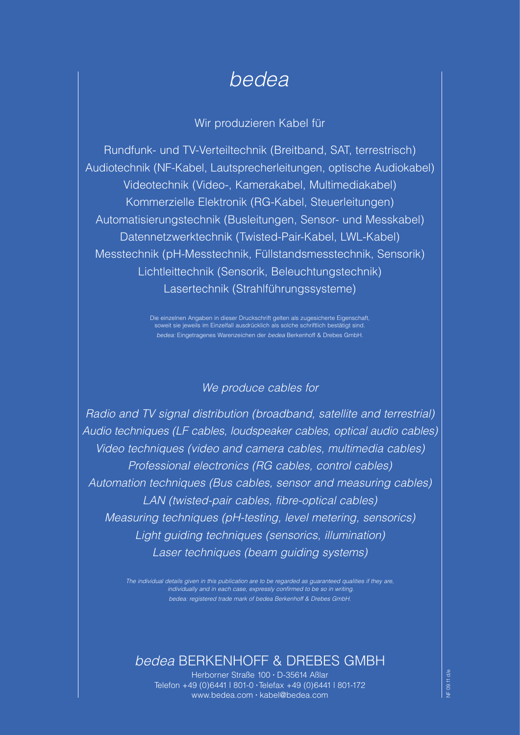# *bedea*

Wir produzieren Kabel für

Rundfunk- und TV-Verteiltechnik (Breitband, SAT, terrestrisch)
Audiotechnik (NF-Kabel, Lautsprecherleitungen, optische Audiokabel)
Videotechnik (Video-, Kamerakabel, Multimediakabel)
Kommerzielle Elektronik (RG-Kabel, Steuerleitungen)
Automatisierungstechnik (Busleitungen, Sensor- und Messkabel)
Datennetzwerktechnik (Twisted-Pair-Kabel, LWL-Kabel)
Messtechnik (pH-Messtechnik, Füllstandsmesstechnik, Sensorik)
Lichtleittechnik (Sensorik, Beleuchtungstechnik)
Lasertechnik (Strahlführungssysteme)

Die einzelnen Angaben in dieser Druckschrift gelten als zugesicherte Eigenschaft, soweit sie jeweils im Einzelfall ausdrücklich als solche schriftlich bestätigt sind.
*bedea:* Eingetragenes Warenzeichen der *bedea* Berkenhoff & Drebes GmbH.

*We produce cables for*

*Radio and TV signal distribution (broadband, satellite and terrestrial)*
*Audio techniques (LF cables, loudspeaker cables, optical audio cables)*
*Video techniques (video and camera cables, multimedia cables)*
*Professional electronics (RG cables, control cables)*
*Automation techniques (Bus cables, sensor and measuring cables)*
*LAN (twisted-pair cables, fibre-optical cables)*
*Measuring techniques (pH-testing, level metering, sensorics)*
*Light guiding techniques (sensorics, illumination)*
*Laser techniques (beam guiding systems)*

*The individual details given in this publication are to be regarded as guaranteed qualities if they are, individually and in each case, expressly confirmed to be so in writing.*
*bedea: registered trade mark of bedea Berkenhoff & Drebes GmbH.*

## *bedea* BERKENHOFF & DREBES GMBH

Herborner Straße 100 · D-35614 Aßlar
Telefon +49 (0)6441 | 801-0 · Telefax +49 (0)6441 | 801-172
www.bedea.com · kabel@bedea.com

NF 09.11 d/e